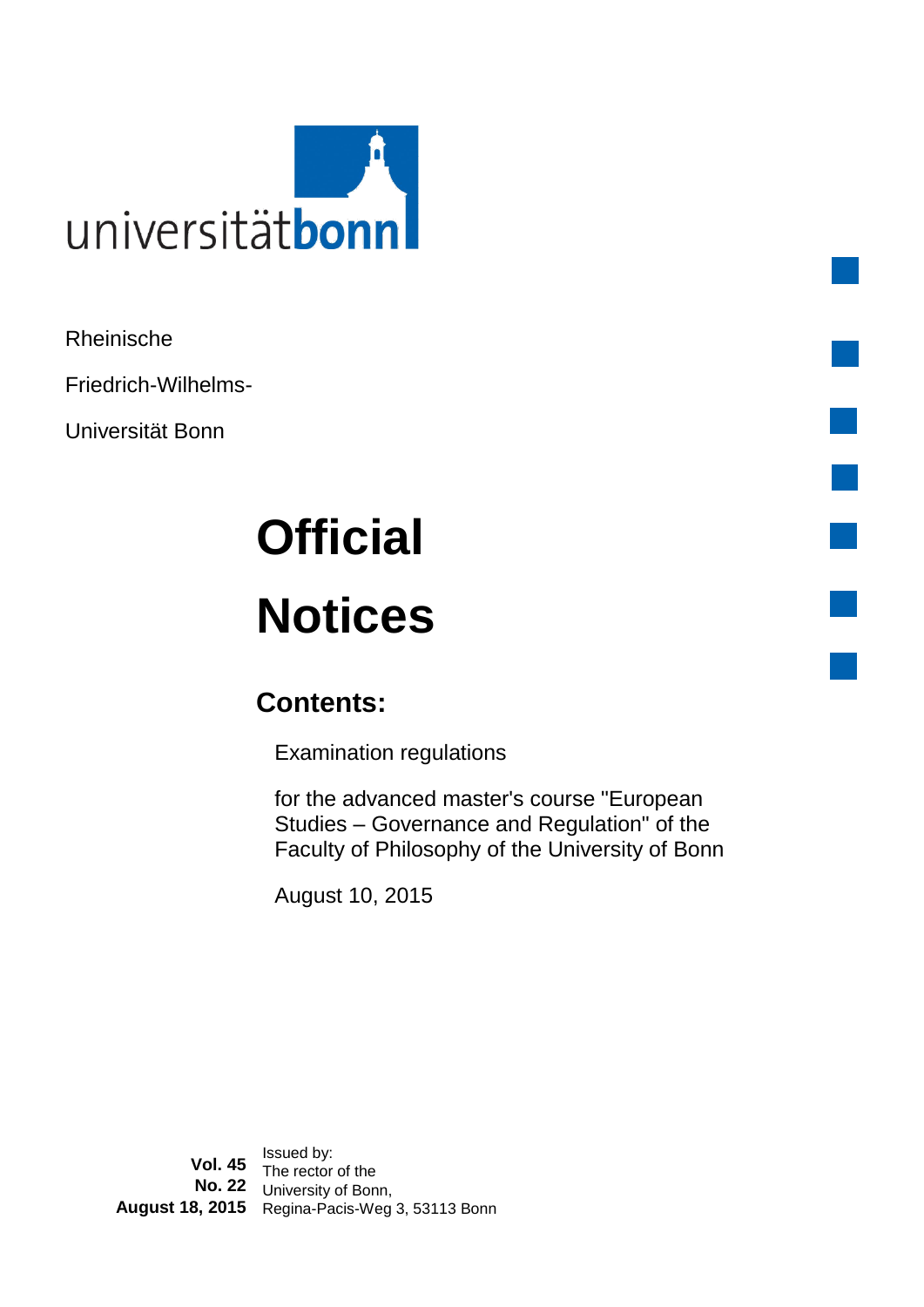universitätbonn

Rheinische

Friedrich-Wilhelms-

Universität Bonn

# Official Notices

## Contents:

Examination regulations

for the advanced master's course "European Studies – Governance and Regulation" of the Faculty of Philosophy of the University of Bonn

August 10, 2015

**Vol. 45**
**No. 22**
**August 18, 2015**

Issued by:
The rector of the University of Bonn,
Regina-Pacis-Weg 3, 53113 Bonn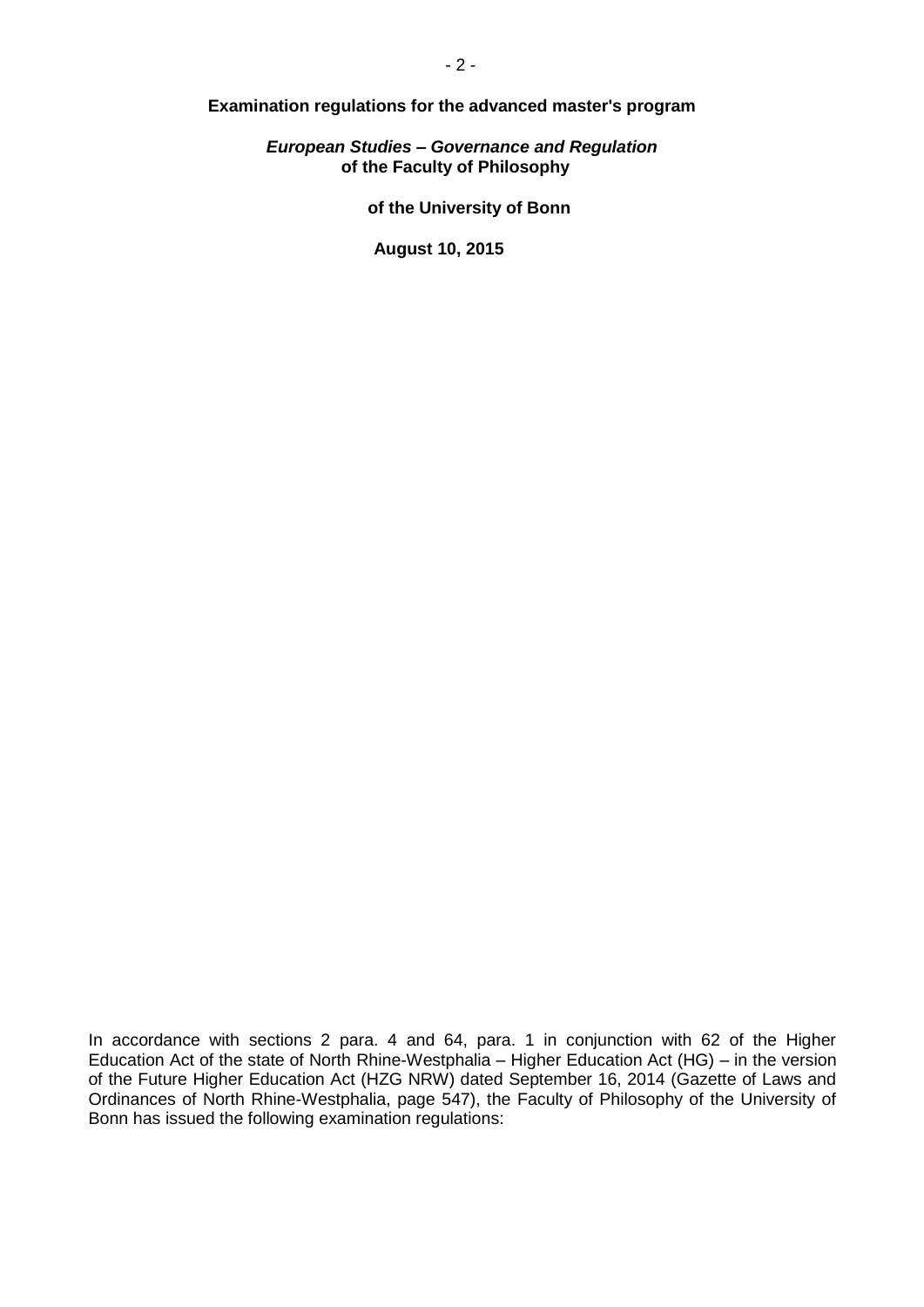# Examination regulations for the advanced master's program

***European Studies – Governance and Regulation***
**of the Faculty of Philosophy**

**of the University of Bonn**

**August 10, 2015**

In accordance with sections 2 para. 4 and 64, para. 1 in conjunction with 62 of the Higher Education Act of the state of North Rhine-Westphalia – Higher Education Act (HG) – in the version of the Future Higher Education Act (HZG NRW) dated September 16, 2014 (Gazette of Laws and Ordinances of North Rhine-Westphalia, page 547), the Faculty of Philosophy of the University of Bonn has issued the following examination regulations: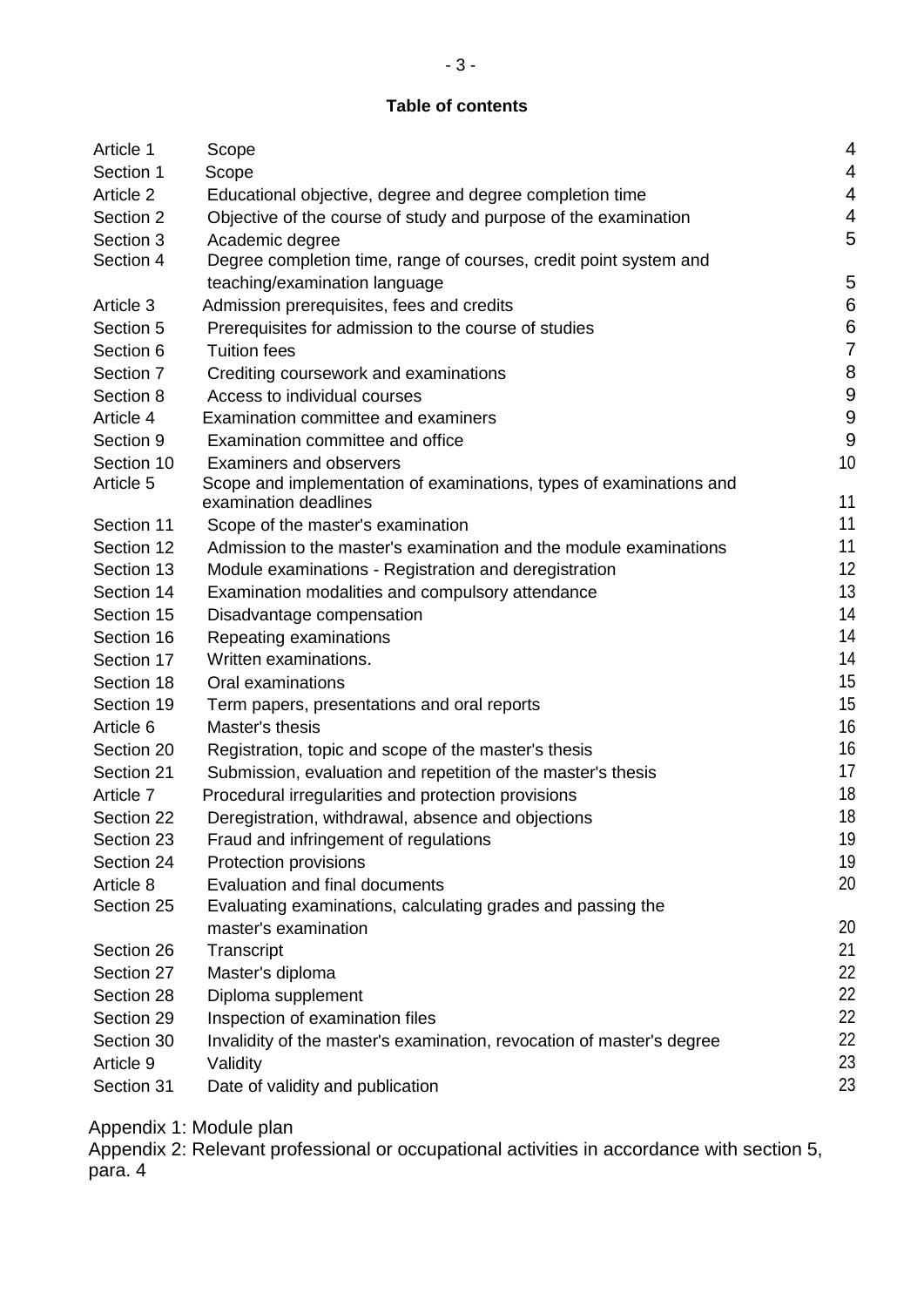**Table of contents**

| | | |
|---|---|---|
| Article 1 | Scope | 4 |
| Section 1 | Scope | 4 |
| Article 2 | Educational objective, degree and degree completion time | 4 |
| Section 2 | Objective of the course of study and purpose of the examination | 4 |
| Section 3 | Academic degree | 5 |
| Section 4 | Degree completion time, range of courses, credit point system and teaching/examination language | 5 |
| Article 3 | Admission prerequisites, fees and credits | 6 |
| Section 5 | Prerequisites for admission to the course of studies | 6 |
| Section 6 | Tuition fees | 7 |
| Section 7 | Crediting coursework and examinations | 8 |
| Section 8 | Access to individual courses | 9 |
| Article 4 | Examination committee and examiners | 9 |
| Section 9 | Examination committee and office | 9 |
| Section 10 | Examiners and observers | 10 |
| Article 5 | Scope and implementation of examinations, types of examinations and examination deadlines | 11 |
| Section 11 | Scope of the master's examination | 11 |
| Section 12 | Admission to the master's examination and the module examinations | 11 |
| Section 13 | Module examinations - Registration and deregistration | 12 |
| Section 14 | Examination modalities and compulsory attendance | 13 |
| Section 15 | Disadvantage compensation | 14 |
| Section 16 | Repeating examinations | 14 |
| Section 17 | Written examinations. | 14 |
| Section 18 | Oral examinations | 15 |
| Section 19 | Term papers, presentations and oral reports | 15 |
| Article 6 | Master's thesis | 16 |
| Section 20 | Registration, topic and scope of the master's thesis | 16 |
| Section 21 | Submission, evaluation and repetition of the master's thesis | 17 |
| Article 7 | Procedural irregularities and protection provisions | 18 |
| Section 22 | Deregistration, withdrawal, absence and objections | 18 |
| Section 23 | Fraud and infringement of regulations | 19 |
| Section 24 | Protection provisions | 19 |
| Article 8 | Evaluation and final documents | 20 |
| Section 25 | Evaluating examinations, calculating grades and passing the master's examination | 20 |
| Section 26 | Transcript | 21 |
| Section 27 | Master's diploma | 22 |
| Section 28 | Diploma supplement | 22 |
| Section 29 | Inspection of examination files | 22 |
| Section 30 | Invalidity of the master's examination, revocation of master's degree | 22 |
| Article 9 | Validity | 23 |
| Section 31 | Date of validity and publication | 23 |

Appendix 1: Module plan

Appendix 2: Relevant professional or occupational activities in accordance with section 5, para. 4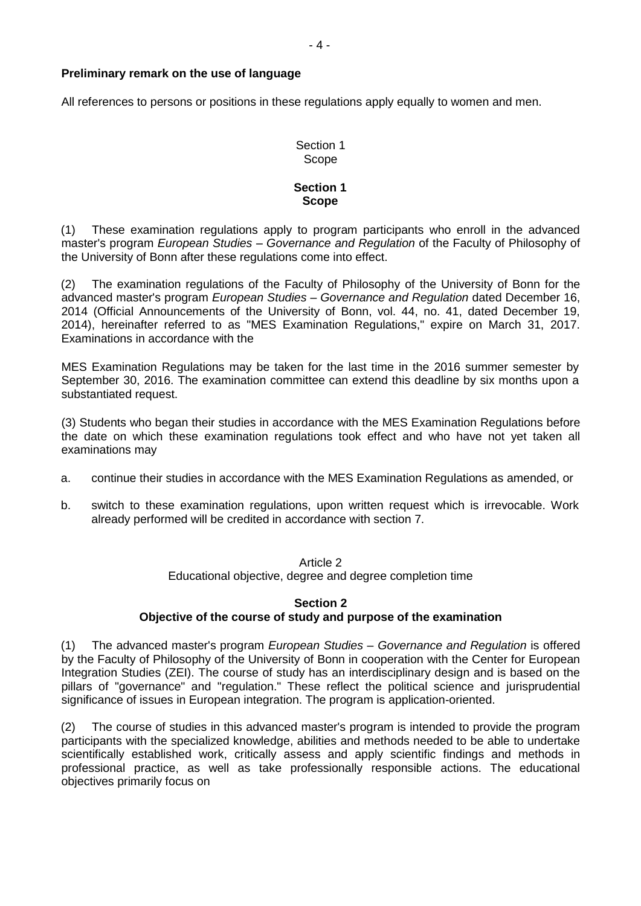**Preliminary remark on the use of language**

All references to persons or positions in these regulations apply equally to women and men.

Section 1
Scope

**Section 1**
**Scope**

(1) These examination regulations apply to program participants who enroll in the advanced master's program *European Studies – Governance and Regulation* of the Faculty of Philosophy of the University of Bonn after these regulations come into effect.

(2) The examination regulations of the Faculty of Philosophy of the University of Bonn for the advanced master's program *European Studies – Governance and Regulation* dated December 16, 2014 (Official Announcements of the University of Bonn, vol. 44, no. 41, dated December 19, 2014), hereinafter referred to as "MES Examination Regulations," expire on March 31, 2017. Examinations in accordance with the

MES Examination Regulations may be taken for the last time in the 2016 summer semester by September 30, 2016. The examination committee can extend this deadline by six months upon a substantiated request.

(3) Students who began their studies in accordance with the MES Examination Regulations before the date on which these examination regulations took effect and who have not yet taken all examinations may

a. continue their studies in accordance with the MES Examination Regulations as amended, or

b. switch to these examination regulations, upon written request which is irrevocable. Work already performed will be credited in accordance with section 7.

Article 2
Educational objective, degree and degree completion time

**Section 2**
**Objective of the course of study and purpose of the examination**

(1) The advanced master's program *European Studies – Governance and Regulation* is offered by the Faculty of Philosophy of the University of Bonn in cooperation with the Center for European Integration Studies (ZEI). The course of study has an interdisciplinary design and is based on the pillars of "governance" and "regulation." These reflect the political science and jurisprudential significance of issues in European integration. The program is application-oriented.

(2) The course of studies in this advanced master's program is intended to provide the program participants with the specialized knowledge, abilities and methods needed to be able to undertake scientifically established work, critically assess and apply scientific findings and methods in professional practice, as well as take professionally responsible actions. The educational objectives primarily focus on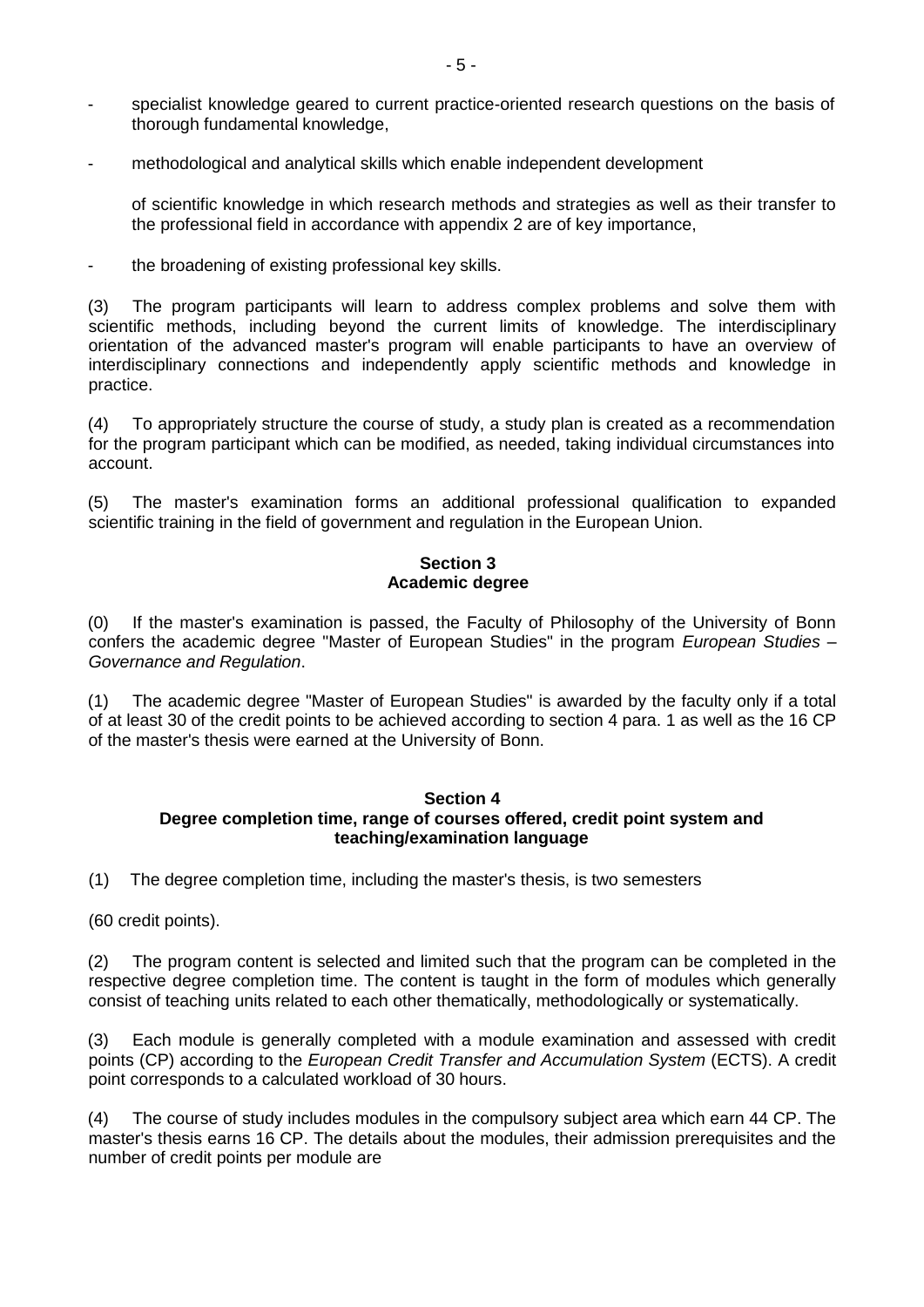- specialist knowledge geared to current practice-oriented research questions on the basis of thorough fundamental knowledge,
- methodological and analytical skills which enable independent development

  of scientific knowledge in which research methods and strategies as well as their transfer to the professional field in accordance with appendix 2 are of key importance,
- the broadening of existing professional key skills.

(3) The program participants will learn to address complex problems and solve them with scientific methods, including beyond the current limits of knowledge. The interdisciplinary orientation of the advanced master's program will enable participants to have an overview of interdisciplinary connections and independently apply scientific methods and knowledge in practice.

(4) To appropriately structure the course of study, a study plan is created as a recommendation for the program participant which can be modified, as needed, taking individual circumstances into account.

(5) The master's examination forms an additional professional qualification to expanded scientific training in the field of government and regulation in the European Union.

## Section 3
## Academic degree

(0) If the master's examination is passed, the Faculty of Philosophy of the University of Bonn confers the academic degree "Master of European Studies" in the program *European Studies – Governance and Regulation*.

(1) The academic degree "Master of European Studies" is awarded by the faculty only if a total of at least 30 of the credit points to be achieved according to section 4 para. 1 as well as the 16 CP of the master's thesis were earned at the University of Bonn.

## Section 4
## Degree completion time, range of courses offered, credit point system and teaching/examination language

(1) The degree completion time, including the master's thesis, is two semesters

(60 credit points).

(2) The program content is selected and limited such that the program can be completed in the respective degree completion time. The content is taught in the form of modules which generally consist of teaching units related to each other thematically, methodologically or systematically.

(3) Each module is generally completed with a module examination and assessed with credit points (CP) according to the *European Credit Transfer and Accumulation System* (ECTS). A credit point corresponds to a calculated workload of 30 hours.

(4) The course of study includes modules in the compulsory subject area which earn 44 CP. The master's thesis earns 16 CP. The details about the modules, their admission prerequisites and the number of credit points per module are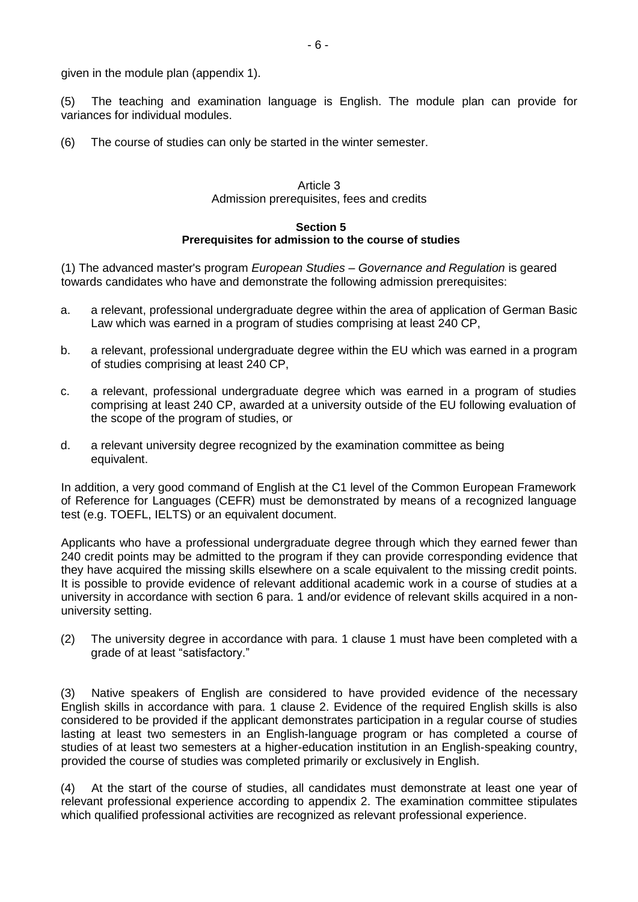given in the module plan (appendix 1).

(5) The teaching and examination language is English. The module plan can provide for variances for individual modules.

(6) The course of studies can only be started in the winter semester.

Article 3
Admission prerequisites, fees and credits

**Section 5**
**Prerequisites for admission to the course of studies**

(1) The advanced master's program *European Studies – Governance and Regulation* is geared towards candidates who have and demonstrate the following admission prerequisites:

a. a relevant, professional undergraduate degree within the area of application of German Basic Law which was earned in a program of studies comprising at least 240 CP,

b. a relevant, professional undergraduate degree within the EU which was earned in a program of studies comprising at least 240 CP,

c. a relevant, professional undergraduate degree which was earned in a program of studies comprising at least 240 CP, awarded at a university outside of the EU following evaluation of the scope of the program of studies, or

d. a relevant university degree recognized by the examination committee as being equivalent.

In addition, a very good command of English at the C1 level of the Common European Framework of Reference for Languages (CEFR) must be demonstrated by means of a recognized language test (e.g. TOEFL, IELTS) or an equivalent document.

Applicants who have a professional undergraduate degree through which they earned fewer than 240 credit points may be admitted to the program if they can provide corresponding evidence that they have acquired the missing skills elsewhere on a scale equivalent to the missing credit points. It is possible to provide evidence of relevant additional academic work in a course of studies at a university in accordance with section 6 para. 1 and/or evidence of relevant skills acquired in a non-university setting.

(2) The university degree in accordance with para. 1 clause 1 must have been completed with a grade of at least "satisfactory."

(3) Native speakers of English are considered to have provided evidence of the necessary English skills in accordance with para. 1 clause 2. Evidence of the required English skills is also considered to be provided if the applicant demonstrates participation in a regular course of studies lasting at least two semesters in an English-language program or has completed a course of studies of at least two semesters at a higher-education institution in an English-speaking country, provided the course of studies was completed primarily or exclusively in English.

(4) At the start of the course of studies, all candidates must demonstrate at least one year of relevant professional experience according to appendix 2. The examination committee stipulates which qualified professional activities are recognized as relevant professional experience.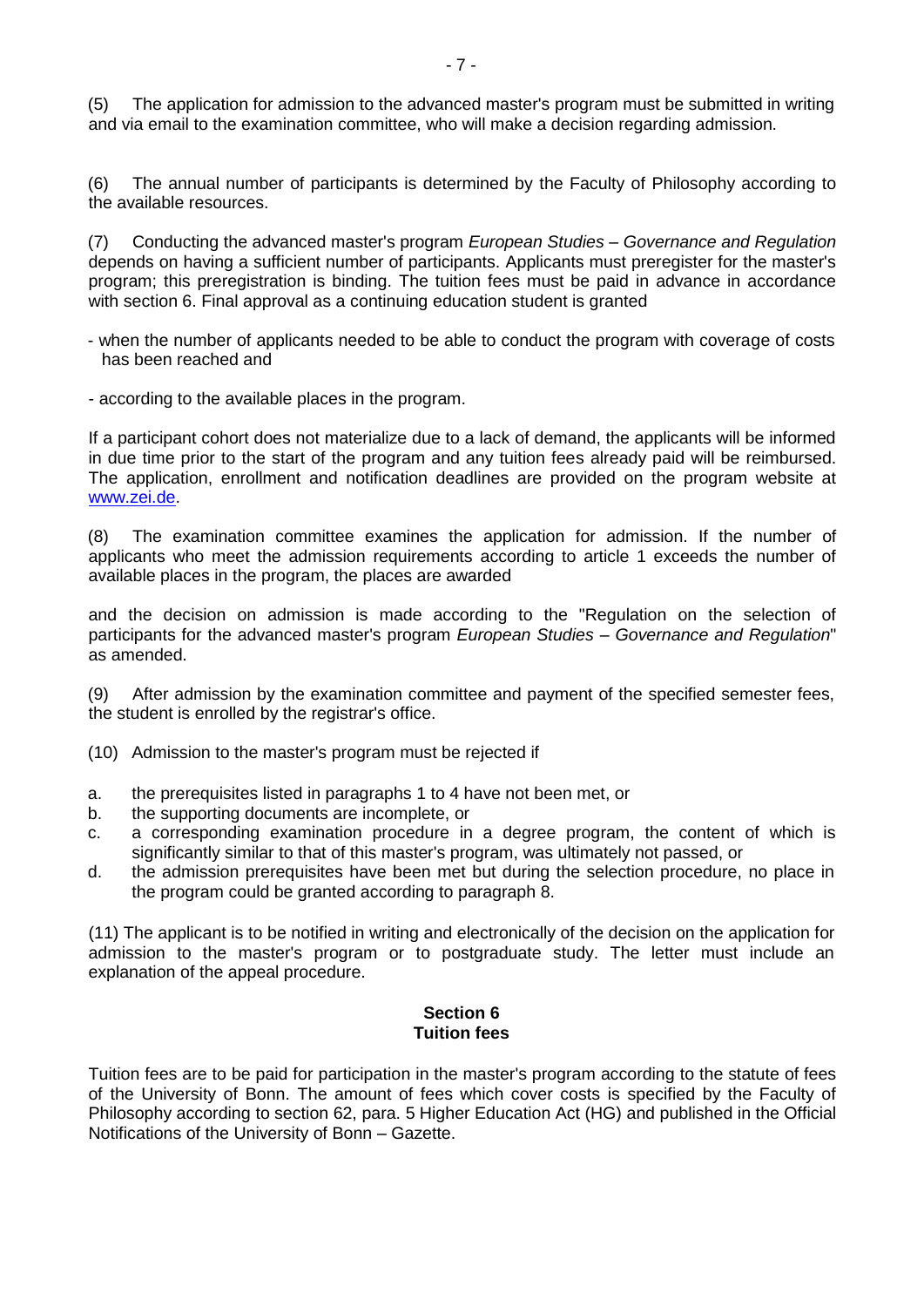(5) The application for admission to the advanced master's program must be submitted in writing and via email to the examination committee, who will make a decision regarding admission.

(6) The annual number of participants is determined by the Faculty of Philosophy according to the available resources.

(7) Conducting the advanced master's program *European Studies – Governance and Regulation* depends on having a sufficient number of participants. Applicants must preregister for the master's program; this preregistration is binding. The tuition fees must be paid in advance in accordance with section 6. Final approval as a continuing education student is granted

- when the number of applicants needed to be able to conduct the program with coverage of costs has been reached and

- according to the available places in the program.

If a participant cohort does not materialize due to a lack of demand, the applicants will be informed in due time prior to the start of the program and any tuition fees already paid will be reimbursed. The application, enrollment and notification deadlines are provided on the program website at [www.zei.de](www.zei.de).

(8) The examination committee examines the application for admission. If the number of applicants who meet the admission requirements according to article 1 exceeds the number of available places in the program, the places are awarded

and the decision on admission is made according to the "Regulation on the selection of participants for the advanced master's program *European Studies – Governance and Regulation*" as amended.

(9) After admission by the examination committee and payment of the specified semester fees, the student is enrolled by the registrar's office.

(10) Admission to the master's program must be rejected if

a. the prerequisites listed in paragraphs 1 to 4 have not been met, or
b. the supporting documents are incomplete, or
c. a corresponding examination procedure in a degree program, the content of which is significantly similar to that of this master's program, was ultimately not passed, or
d. the admission prerequisites have been met but during the selection procedure, no place in the program could be granted according to paragraph 8.

(11) The applicant is to be notified in writing and electronically of the decision on the application for admission to the master's program or to postgraduate study. The letter must include an explanation of the appeal procedure.

## Section 6
## Tuition fees

Tuition fees are to be paid for participation in the master's program according to the statute of fees of the University of Bonn. The amount of fees which cover costs is specified by the Faculty of Philosophy according to section 62, para. 5 Higher Education Act (HG) and published in the Official Notifications of the University of Bonn – Gazette.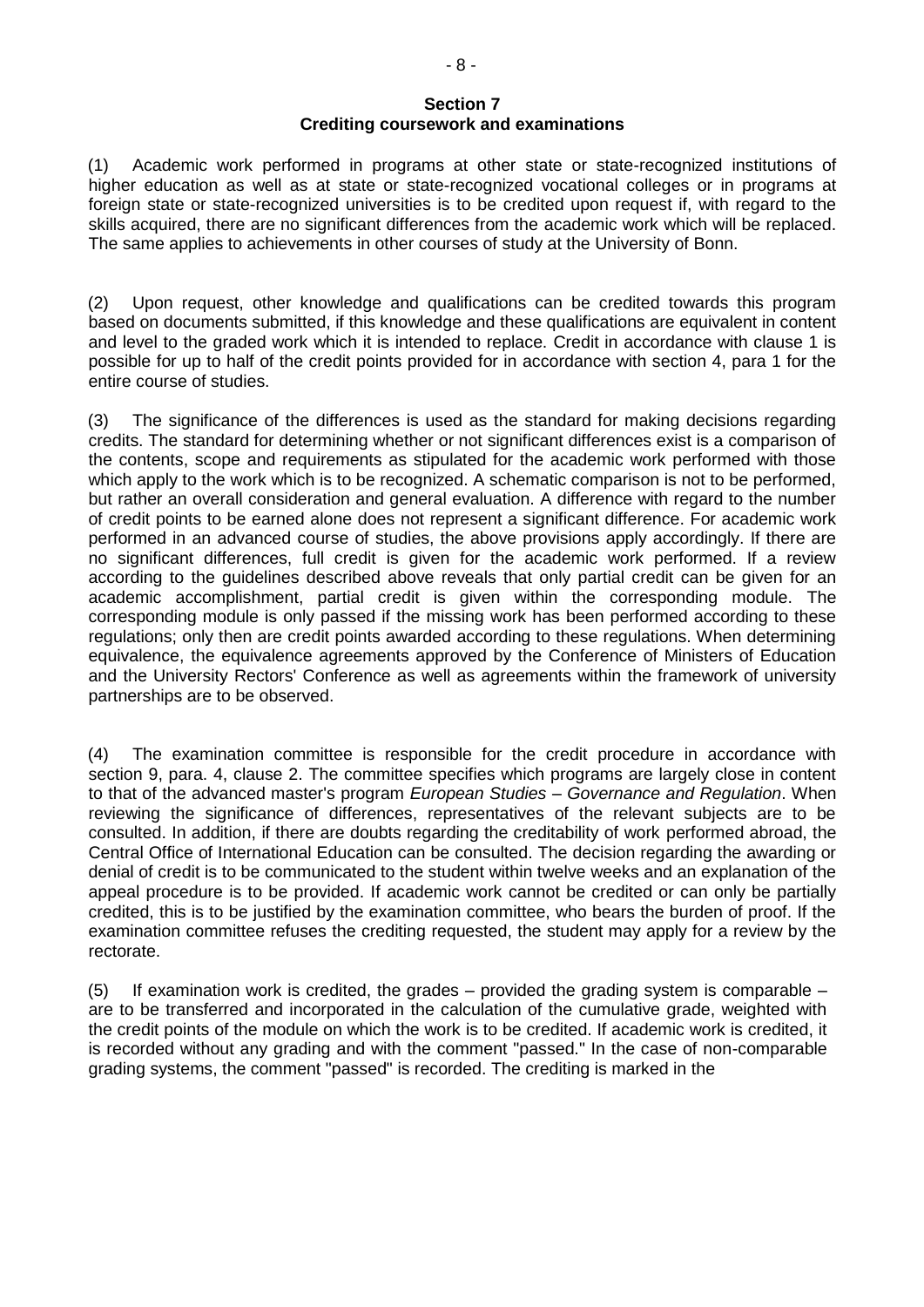## Section 7
## Crediting coursework and examinations

(1) Academic work performed in programs at other state or state-recognized institutions of higher education as well as at state or state-recognized vocational colleges or in programs at foreign state or state-recognized universities is to be credited upon request if, with regard to the skills acquired, there are no significant differences from the academic work which will be replaced. The same applies to achievements in other courses of study at the University of Bonn.

(2) Upon request, other knowledge and qualifications can be credited towards this program based on documents submitted, if this knowledge and these qualifications are equivalent in content and level to the graded work which it is intended to replace. Credit in accordance with clause 1 is possible for up to half of the credit points provided for in accordance with section 4, para 1 for the entire course of studies.

(3) The significance of the differences is used as the standard for making decisions regarding credits. The standard for determining whether or not significant differences exist is a comparison of the contents, scope and requirements as stipulated for the academic work performed with those which apply to the work which is to be recognized. A schematic comparison is not to be performed, but rather an overall consideration and general evaluation. A difference with regard to the number of credit points to be earned alone does not represent a significant difference. For academic work performed in an advanced course of studies, the above provisions apply accordingly. If there are no significant differences, full credit is given for the academic work performed. If a review according to the guidelines described above reveals that only partial credit can be given for an academic accomplishment, partial credit is given within the corresponding module. The corresponding module is only passed if the missing work has been performed according to these regulations; only then are credit points awarded according to these regulations. When determining equivalence, the equivalence agreements approved by the Conference of Ministers of Education and the University Rectors' Conference as well as agreements within the framework of university partnerships are to be observed.

(4) The examination committee is responsible for the credit procedure in accordance with section 9, para. 4, clause 2. The committee specifies which programs are largely close in content to that of the advanced master's program *European Studies – Governance and Regulation*. When reviewing the significance of differences, representatives of the relevant subjects are to be consulted. In addition, if there are doubts regarding the creditability of work performed abroad, the Central Office of International Education can be consulted. The decision regarding the awarding or denial of credit is to be communicated to the student within twelve weeks and an explanation of the appeal procedure is to be provided. If academic work cannot be credited or can only be partially credited, this is to be justified by the examination committee, who bears the burden of proof. If the examination committee refuses the crediting requested, the student may apply for a review by the rectorate.

(5) If examination work is credited, the grades – provided the grading system is comparable – are to be transferred and incorporated in the calculation of the cumulative grade, weighted with the credit points of the module on which the work is to be credited. If academic work is credited, it is recorded without any grading and with the comment "passed." In the case of non-comparable grading systems, the comment "passed" is recorded. The crediting is marked in the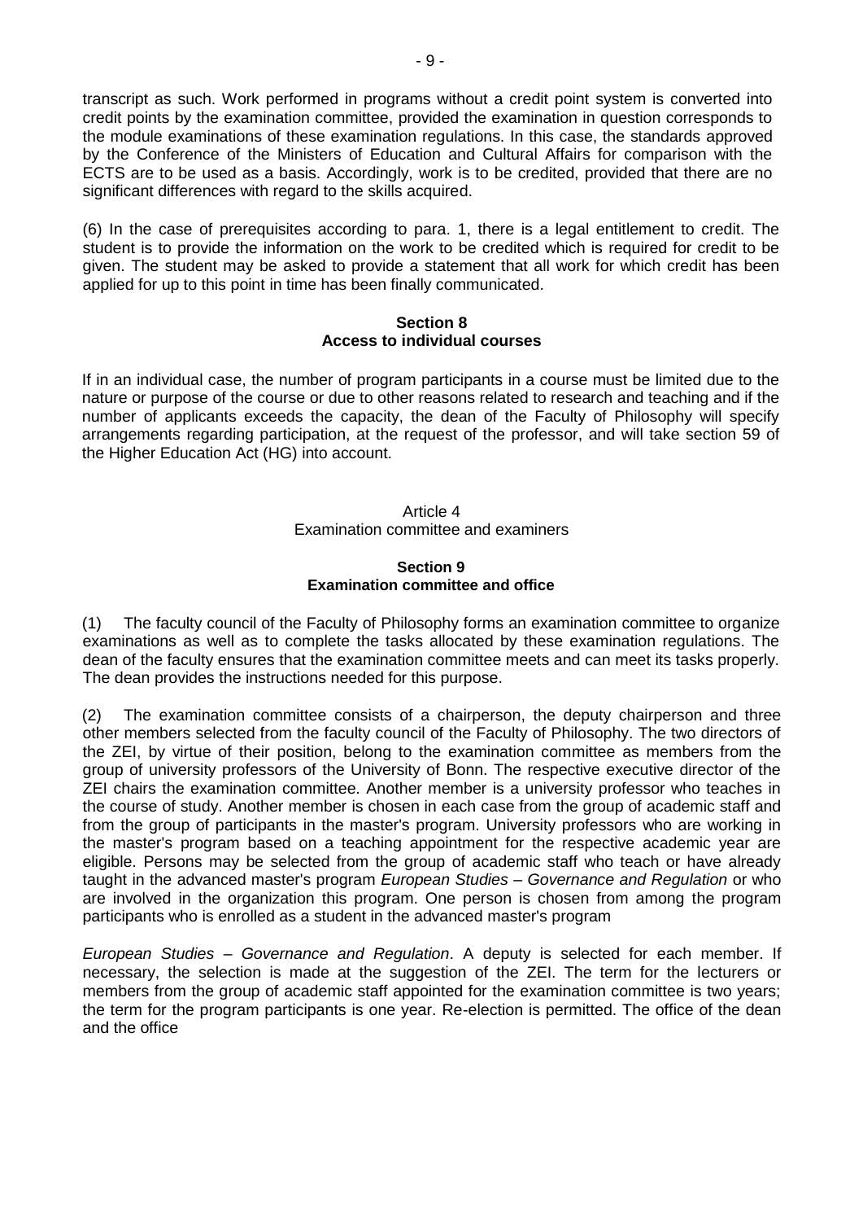transcript as such. Work performed in programs without a credit point system is converted into credit points by the examination committee, provided the examination in question corresponds to the module examinations of these examination regulations. In this case, the standards approved by the Conference of the Ministers of Education and Cultural Affairs for comparison with the ECTS are to be used as a basis. Accordingly, work is to be credited, provided that there are no significant differences with regard to the skills acquired.

(6) In the case of prerequisites according to para. 1, there is a legal entitlement to credit. The student is to provide the information on the work to be credited which is required for credit to be given. The student may be asked to provide a statement that all work for which credit has been applied for up to this point in time has been finally communicated.

### Section 8
### Access to individual courses

If in an individual case, the number of program participants in a course must be limited due to the nature or purpose of the course or due to other reasons related to research and teaching and if the number of applicants exceeds the capacity, the dean of the Faculty of Philosophy will specify arrangements regarding participation, at the request of the professor, and will take section 59 of the Higher Education Act (HG) into account.

## Article 4
## Examination committee and examiners

### Section 9
### Examination committee and office

(1) The faculty council of the Faculty of Philosophy forms an examination committee to organize examinations as well as to complete the tasks allocated by these examination regulations. The dean of the faculty ensures that the examination committee meets and can meet its tasks properly. The dean provides the instructions needed for this purpose.

(2) The examination committee consists of a chairperson, the deputy chairperson and three other members selected from the faculty council of the Faculty of Philosophy. The two directors of the ZEI, by virtue of their position, belong to the examination committee as members from the group of university professors of the University of Bonn. The respective executive director of the ZEI chairs the examination committee. Another member is a university professor who teaches in the course of study. Another member is chosen in each case from the group of academic staff and from the group of participants in the master's program. University professors who are working in the master's program based on a teaching appointment for the respective academic year are eligible. Persons may be selected from the group of academic staff who teach or have already taught in the advanced master's program *European Studies – Governance and Regulation* or who are involved in the organization this program. One person is chosen from among the program participants who is enrolled as a student in the advanced master's program *European Studies – Governance and Regulation*. A deputy is selected for each member. If necessary, the selection is made at the suggestion of the ZEI. The term for the lecturers or members from the group of academic staff appointed for the examination committee is two years; the term for the program participants is one year. Re-election is permitted. The office of the dean and the office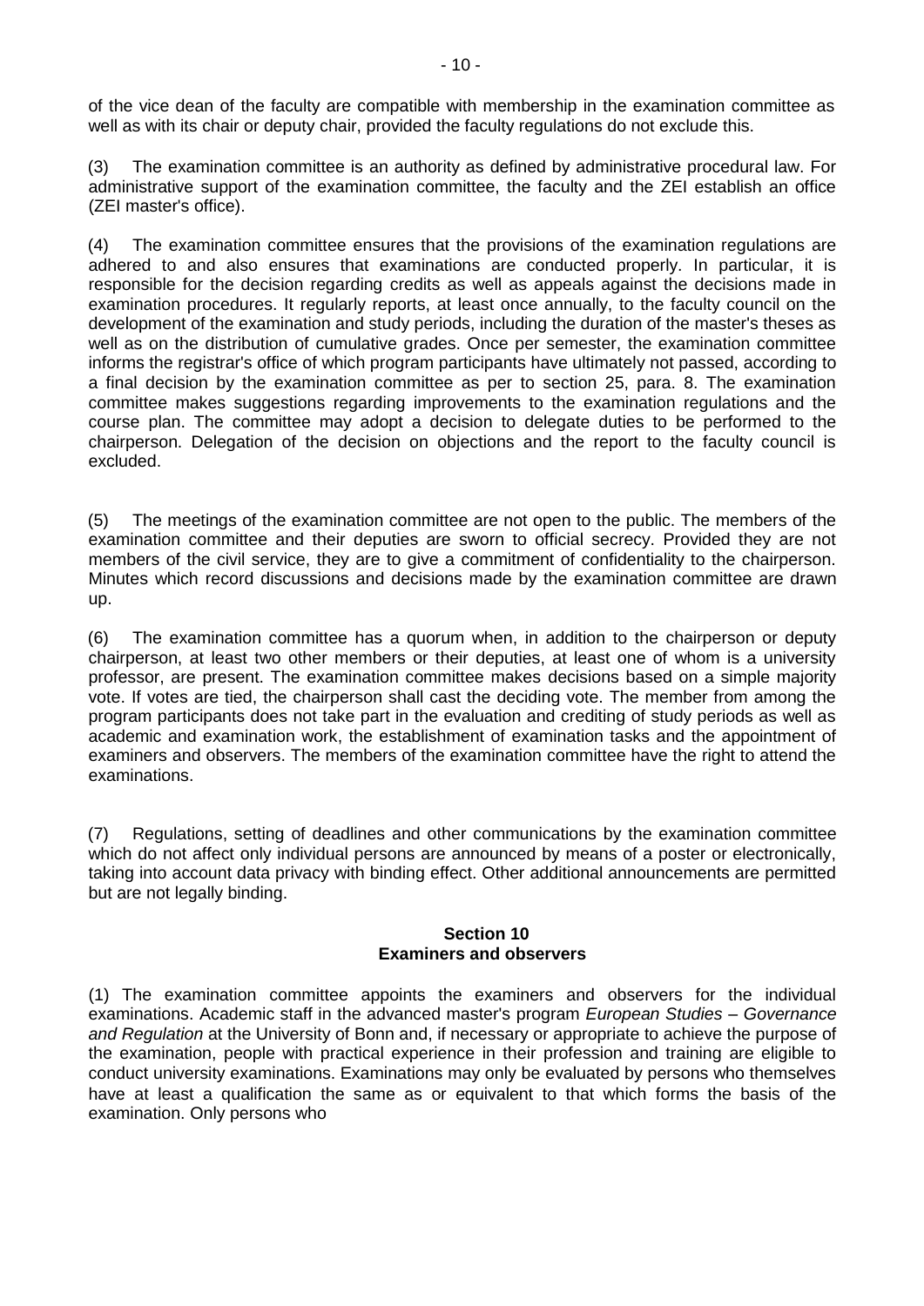of the vice dean of the faculty are compatible with membership in the examination committee as well as with its chair or deputy chair, provided the faculty regulations do not exclude this.

(3) The examination committee is an authority as defined by administrative procedural law. For administrative support of the examination committee, the faculty and the ZEI establish an office (ZEI master's office).

(4) The examination committee ensures that the provisions of the examination regulations are adhered to and also ensures that examinations are conducted properly. In particular, it is responsible for the decision regarding credits as well as appeals against the decisions made in examination procedures. It regularly reports, at least once annually, to the faculty council on the development of the examination and study periods, including the duration of the master's theses as well as on the distribution of cumulative grades. Once per semester, the examination committee informs the registrar's office of which program participants have ultimately not passed, according to a final decision by the examination committee as per to section 25, para. 8. The examination committee makes suggestions regarding improvements to the examination regulations and the course plan. The committee may adopt a decision to delegate duties to be performed to the chairperson. Delegation of the decision on objections and the report to the faculty council is excluded.

(5) The meetings of the examination committee are not open to the public. The members of the examination committee and their deputies are sworn to official secrecy. Provided they are not members of the civil service, they are to give a commitment of confidentiality to the chairperson. Minutes which record discussions and decisions made by the examination committee are drawn up.

(6) The examination committee has a quorum when, in addition to the chairperson or deputy chairperson, at least two other members or their deputies, at least one of whom is a university professor, are present. The examination committee makes decisions based on a simple majority vote. If votes are tied, the chairperson shall cast the deciding vote. The member from among the program participants does not take part in the evaluation and crediting of study periods as well as academic and examination work, the establishment of examination tasks and the appointment of examiners and observers. The members of the examination committee have the right to attend the examinations.

(7) Regulations, setting of deadlines and other communications by the examination committee which do not affect only individual persons are announced by means of a poster or electronically, taking into account data privacy with binding effect. Other additional announcements are permitted but are not legally binding.

## Section 10
## Examiners and observers

(1) The examination committee appoints the examiners and observers for the individual examinations. Academic staff in the advanced master's program *European Studies – Governance and Regulation* at the University of Bonn and, if necessary or appropriate to achieve the purpose of the examination, people with practical experience in their profession and training are eligible to conduct university examinations. Examinations may only be evaluated by persons who themselves have at least a qualification the same as or equivalent to that which forms the basis of the examination. Only persons who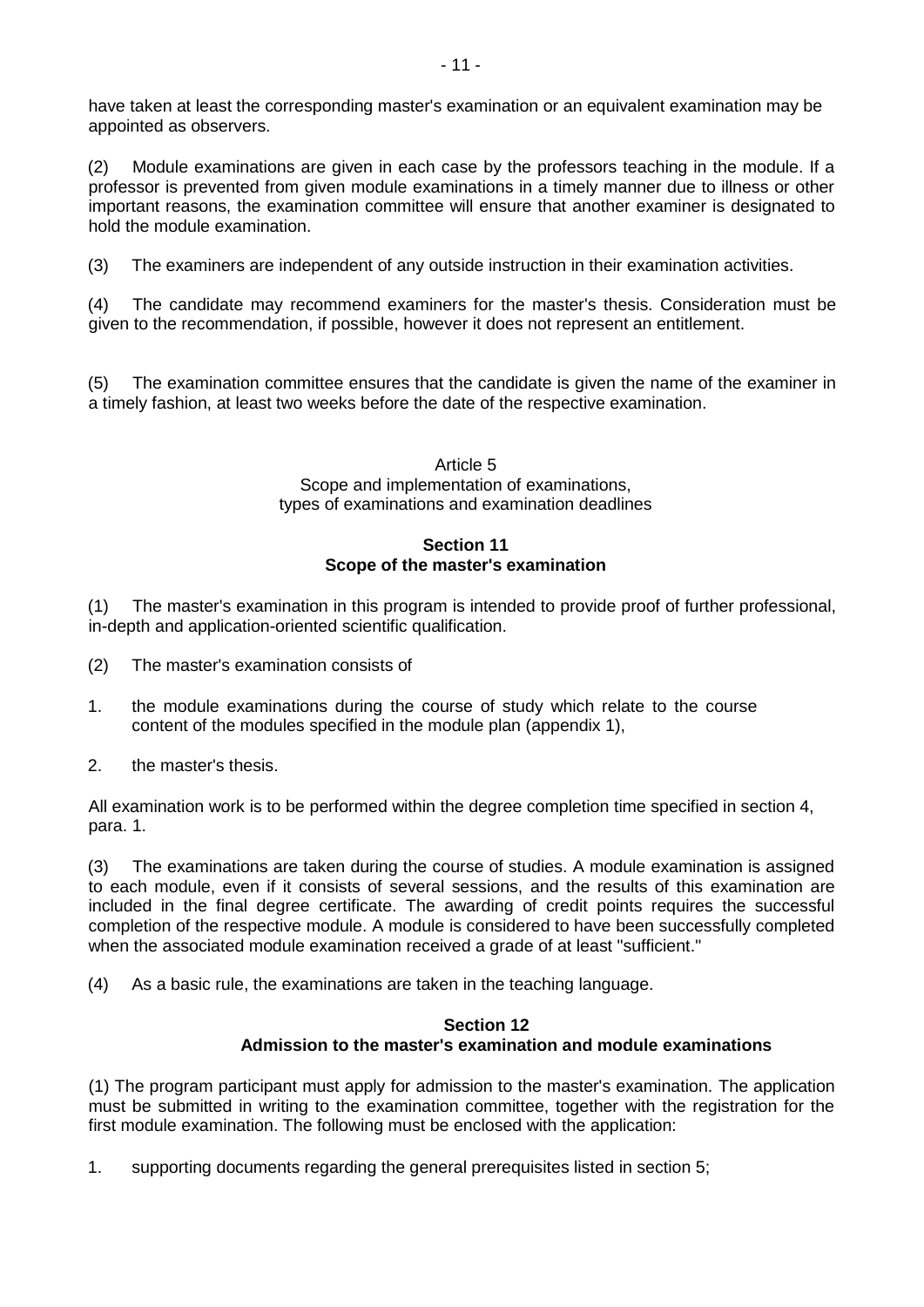have taken at least the corresponding master's examination or an equivalent examination may be appointed as observers.

(2) Module examinations are given in each case by the professors teaching in the module. If a professor is prevented from given module examinations in a timely manner due to illness or other important reasons, the examination committee will ensure that another examiner is designated to hold the module examination.

(3) The examiners are independent of any outside instruction in their examination activities.

(4) The candidate may recommend examiners for the master's thesis. Consideration must be given to the recommendation, if possible, however it does not represent an entitlement.

(5) The examination committee ensures that the candidate is given the name of the examiner in a timely fashion, at least two weeks before the date of the respective examination.

## Article 5
## Scope and implementation of examinations, types of examinations and examination deadlines

### Section 11
### Scope of the master's examination

(1) The master's examination in this program is intended to provide proof of further professional, in-depth and application-oriented scientific qualification.

(2) The master's examination consists of

1. the module examinations during the course of study which relate to the course content of the modules specified in the module plan (appendix 1),
2. the master's thesis.

All examination work is to be performed within the degree completion time specified in section 4, para. 1.

(3) The examinations are taken during the course of studies. A module examination is assigned to each module, even if it consists of several sessions, and the results of this examination are included in the final degree certificate. The awarding of credit points requires the successful completion of the respective module. A module is considered to have been successfully completed when the associated module examination received a grade of at least "sufficient."

(4) As a basic rule, the examinations are taken in the teaching language.

### Section 12
### Admission to the master's examination and module examinations

(1) The program participant must apply for admission to the master's examination. The application must be submitted in writing to the examination committee, together with the registration for the first module examination. The following must be enclosed with the application:

1. supporting documents regarding the general prerequisites listed in section 5;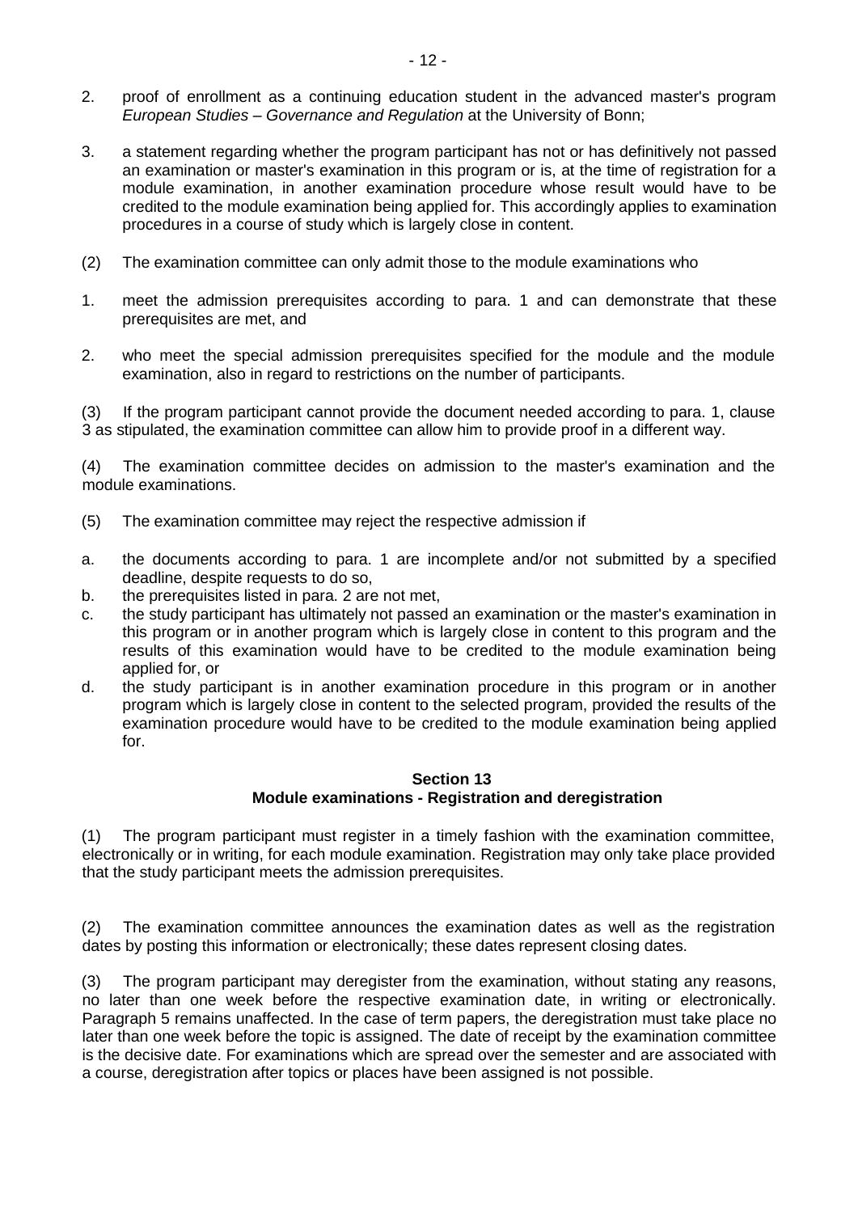2. proof of enrollment as a continuing education student in the advanced master's program *European Studies – Governance and Regulation* at the University of Bonn;

3. a statement regarding whether the program participant has not or has definitively not passed an examination or master's examination in this program or is, at the time of registration for a module examination, in another examination procedure whose result would have to be credited to the module examination being applied for. This accordingly applies to examination procedures in a course of study which is largely close in content.

(2) The examination committee can only admit those to the module examinations who

1. meet the admission prerequisites according to para. 1 and can demonstrate that these prerequisites are met, and

2. who meet the special admission prerequisites specified for the module and the module examination, also in regard to restrictions on the number of participants.

(3) If the program participant cannot provide the document needed according to para. 1, clause 3 as stipulated, the examination committee can allow him to provide proof in a different way.

(4) The examination committee decides on admission to the master's examination and the module examinations.

(5) The examination committee may reject the respective admission if

a. the documents according to para. 1 are incomplete and/or not submitted by a specified deadline, despite requests to do so,
b. the prerequisites listed in para. 2 are not met,
c. the study participant has ultimately not passed an examination or the master's examination in this program or in another program which is largely close in content to this program and the results of this examination would have to be credited to the module examination being applied for, or
d. the study participant is in another examination procedure in this program or in another program which is largely close in content to the selected program, provided the results of the examination procedure would have to be credited to the module examination being applied for.

### Section 13
### Module examinations - Registration and deregistration

(1) The program participant must register in a timely fashion with the examination committee, electronically or in writing, for each module examination. Registration may only take place provided that the study participant meets the admission prerequisites.

(2) The examination committee announces the examination dates as well as the registration dates by posting this information or electronically; these dates represent closing dates.

(3) The program participant may deregister from the examination, without stating any reasons, no later than one week before the respective examination date, in writing or electronically. Paragraph 5 remains unaffected. In the case of term papers, the deregistration must take place no later than one week before the topic is assigned. The date of receipt by the examination committee is the decisive date. For examinations which are spread over the semester and are associated with a course, deregistration after topics or places have been assigned is not possible.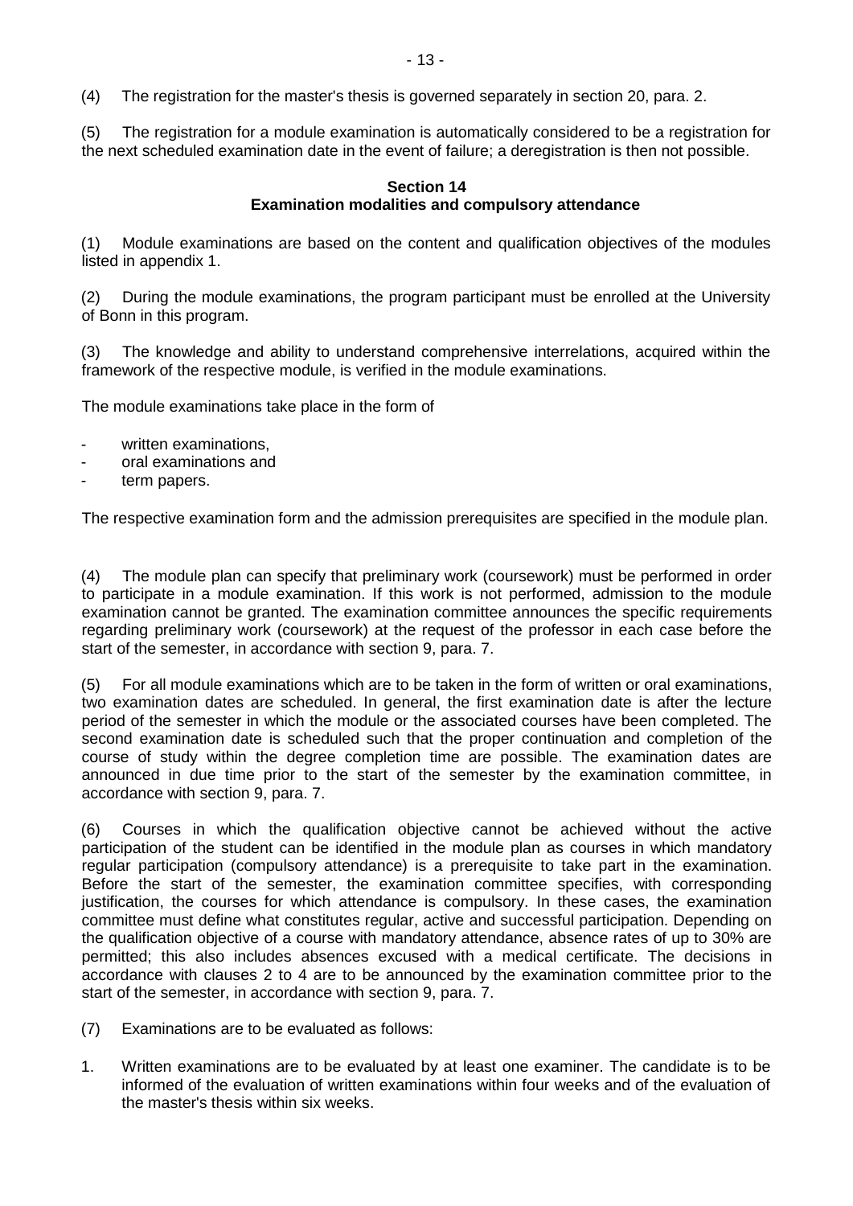(4) The registration for the master's thesis is governed separately in section 20, para. 2.

(5) The registration for a module examination is automatically considered to be a registration for the next scheduled examination date in the event of failure; a deregistration is then not possible.

**Section 14**
**Examination modalities and compulsory attendance**

(1) Module examinations are based on the content and qualification objectives of the modules listed in appendix 1.

(2) During the module examinations, the program participant must be enrolled at the University of Bonn in this program.

(3) The knowledge and ability to understand comprehensive interrelations, acquired within the framework of the respective module, is verified in the module examinations.

The module examinations take place in the form of

- written examinations,
- oral examinations and
- term papers.

The respective examination form and the admission prerequisites are specified in the module plan.

(4) The module plan can specify that preliminary work (coursework) must be performed in order to participate in a module examination. If this work is not performed, admission to the module examination cannot be granted. The examination committee announces the specific requirements regarding preliminary work (coursework) at the request of the professor in each case before the start of the semester, in accordance with section 9, para. 7.

(5) For all module examinations which are to be taken in the form of written or oral examinations, two examination dates are scheduled. In general, the first examination date is after the lecture period of the semester in which the module or the associated courses have been completed. The second examination date is scheduled such that the proper continuation and completion of the course of study within the degree completion time are possible. The examination dates are announced in due time prior to the start of the semester by the examination committee, in accordance with section 9, para. 7.

(6) Courses in which the qualification objective cannot be achieved without the active participation of the student can be identified in the module plan as courses in which mandatory regular participation (compulsory attendance) is a prerequisite to take part in the examination. Before the start of the semester, the examination committee specifies, with corresponding justification, the courses for which attendance is compulsory. In these cases, the examination committee must define what constitutes regular, active and successful participation. Depending on the qualification objective of a course with mandatory attendance, absence rates of up to 30% are permitted; this also includes absences excused with a medical certificate. The decisions in accordance with clauses 2 to 4 are to be announced by the examination committee prior to the start of the semester, in accordance with section 9, para. 7.

(7) Examinations are to be evaluated as follows:

1. Written examinations are to be evaluated by at least one examiner. The candidate is to be informed of the evaluation of written examinations within four weeks and of the evaluation of the master's thesis within six weeks.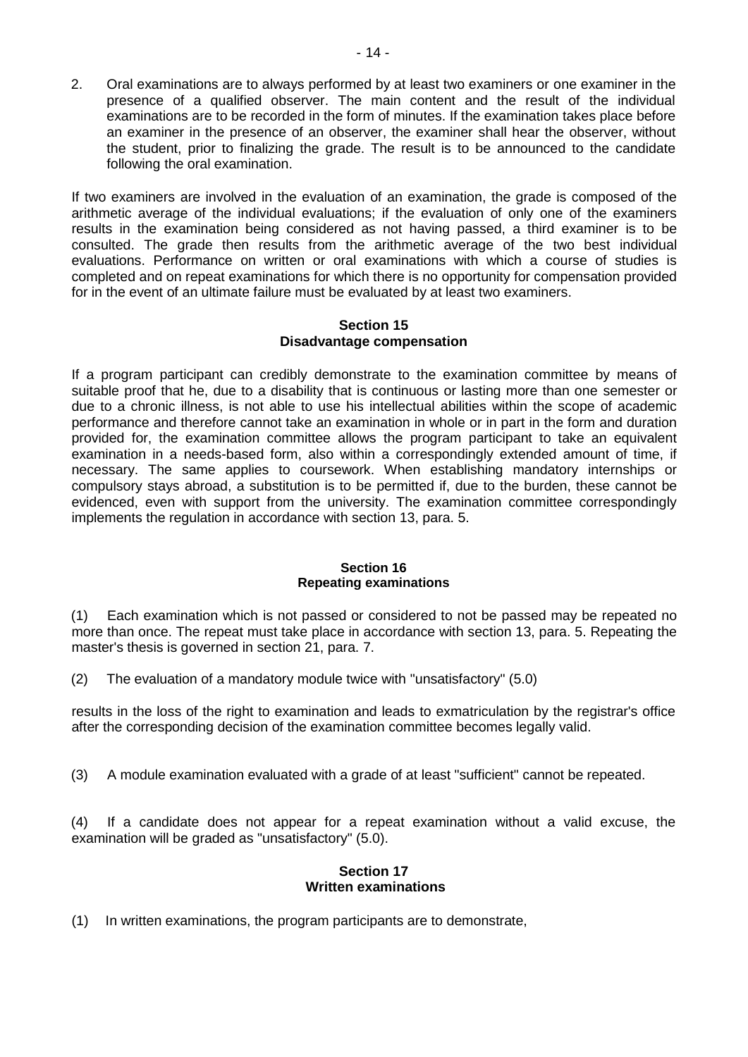2. Oral examinations are to always performed by at least two examiners or one examiner in the presence of a qualified observer. The main content and the result of the individual examinations are to be recorded in the form of minutes. If the examination takes place before an examiner in the presence of an observer, the examiner shall hear the observer, without the student, prior to finalizing the grade. The result is to be announced to the candidate following the oral examination.

If two examiners are involved in the evaluation of an examination, the grade is composed of the arithmetic average of the individual evaluations; if the evaluation of only one of the examiners results in the examination being considered as not having passed, a third examiner is to be consulted. The grade then results from the arithmetic average of the two best individual evaluations. Performance on written or oral examinations with which a course of studies is completed and on repeat examinations for which there is no opportunity for compensation provided for in the event of an ultimate failure must be evaluated by at least two examiners.

### Section 15
### Disadvantage compensation

If a program participant can credibly demonstrate to the examination committee by means of suitable proof that he, due to a disability that is continuous or lasting more than one semester or due to a chronic illness, is not able to use his intellectual abilities within the scope of academic performance and therefore cannot take an examination in whole or in part in the form and duration provided for, the examination committee allows the program participant to take an equivalent examination in a needs-based form, also within a correspondingly extended amount of time, if necessary. The same applies to coursework. When establishing mandatory internships or compulsory stays abroad, a substitution is to be permitted if, due to the burden, these cannot be evidenced, even with support from the university. The examination committee correspondingly implements the regulation in accordance with section 13, para. 5.

### Section 16
### Repeating examinations

(1) Each examination which is not passed or considered to not be passed may be repeated no more than once. The repeat must take place in accordance with section 13, para. 5. Repeating the master's thesis is governed in section 21, para. 7.

(2) The evaluation of a mandatory module twice with "unsatisfactory" (5.0)

results in the loss of the right to examination and leads to exmatriculation by the registrar's office after the corresponding decision of the examination committee becomes legally valid.

(3) A module examination evaluated with a grade of at least "sufficient" cannot be repeated.

(4) If a candidate does not appear for a repeat examination without a valid excuse, the examination will be graded as "unsatisfactory" (5.0).

### Section 17
### Written examinations

(1) In written examinations, the program participants are to demonstrate,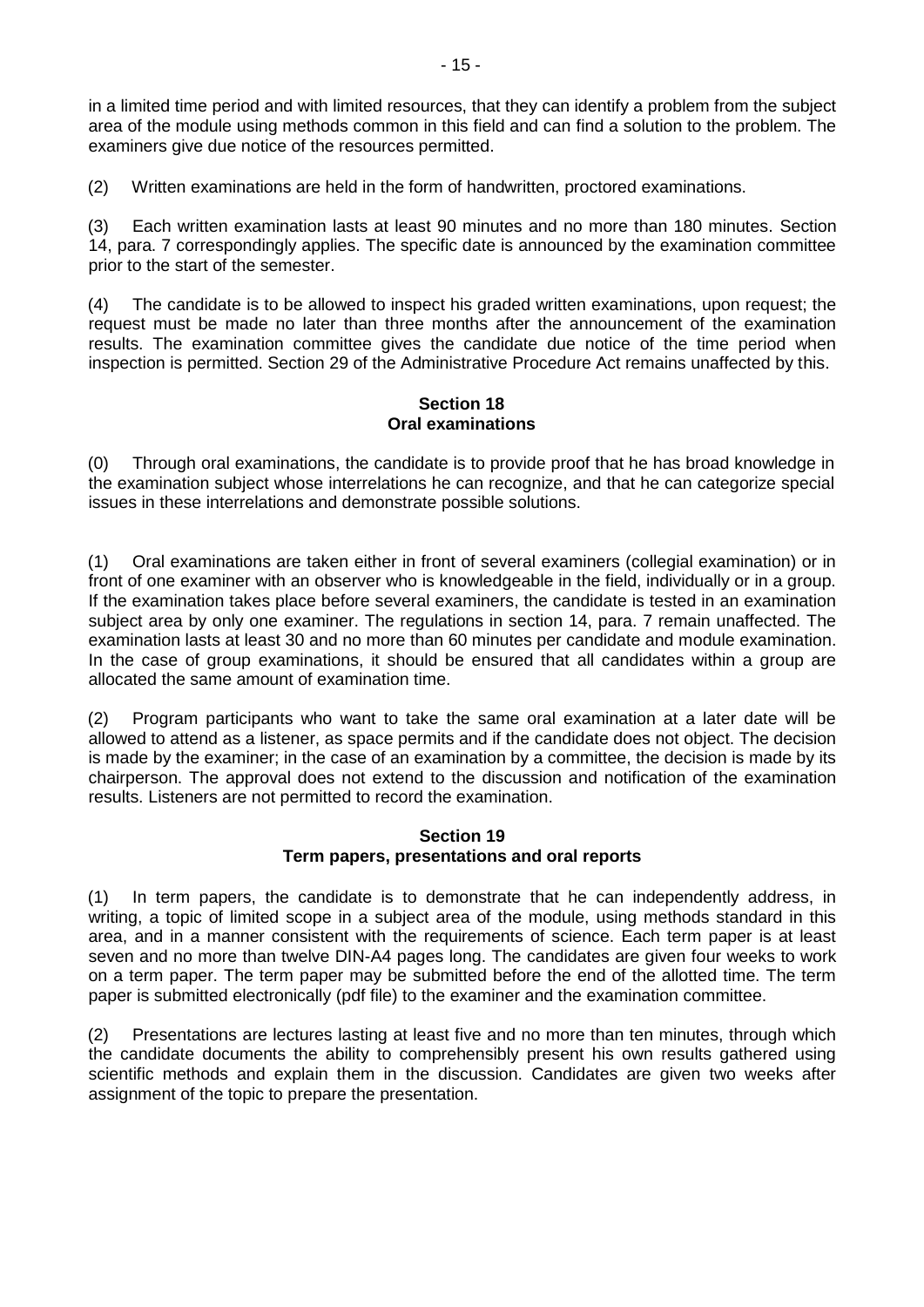in a limited time period and with limited resources, that they can identify a problem from the subject area of the module using methods common in this field and can find a solution to the problem. The examiners give due notice of the resources permitted.

(2) Written examinations are held in the form of handwritten, proctored examinations.

(3) Each written examination lasts at least 90 minutes and no more than 180 minutes. Section 14, para. 7 correspondingly applies. The specific date is announced by the examination committee prior to the start of the semester.

(4) The candidate is to be allowed to inspect his graded written examinations, upon request; the request must be made no later than three months after the announcement of the examination results. The examination committee gives the candidate due notice of the time period when inspection is permitted. Section 29 of the Administrative Procedure Act remains unaffected by this.

### Section 18
### Oral examinations

(0) Through oral examinations, the candidate is to provide proof that he has broad knowledge in the examination subject whose interrelations he can recognize, and that he can categorize special issues in these interrelations and demonstrate possible solutions.

(1) Oral examinations are taken either in front of several examiners (collegial examination) or in front of one examiner with an observer who is knowledgeable in the field, individually or in a group. If the examination takes place before several examiners, the candidate is tested in an examination subject area by only one examiner. The regulations in section 14, para. 7 remain unaffected. The examination lasts at least 30 and no more than 60 minutes per candidate and module examination. In the case of group examinations, it should be ensured that all candidates within a group are allocated the same amount of examination time.

(2) Program participants who want to take the same oral examination at a later date will be allowed to attend as a listener, as space permits and if the candidate does not object. The decision is made by the examiner; in the case of an examination by a committee, the decision is made by its chairperson. The approval does not extend to the discussion and notification of the examination results. Listeners are not permitted to record the examination.

### Section 19
### Term papers, presentations and oral reports

(1) In term papers, the candidate is to demonstrate that he can independently address, in writing, a topic of limited scope in a subject area of the module, using methods standard in this area, and in a manner consistent with the requirements of science. Each term paper is at least seven and no more than twelve DIN-A4 pages long. The candidates are given four weeks to work on a term paper. The term paper may be submitted before the end of the allotted time. The term paper is submitted electronically (pdf file) to the examiner and the examination committee.

(2) Presentations are lectures lasting at least five and no more than ten minutes, through which the candidate documents the ability to comprehensibly present his own results gathered using scientific methods and explain them in the discussion. Candidates are given two weeks after assignment of the topic to prepare the presentation.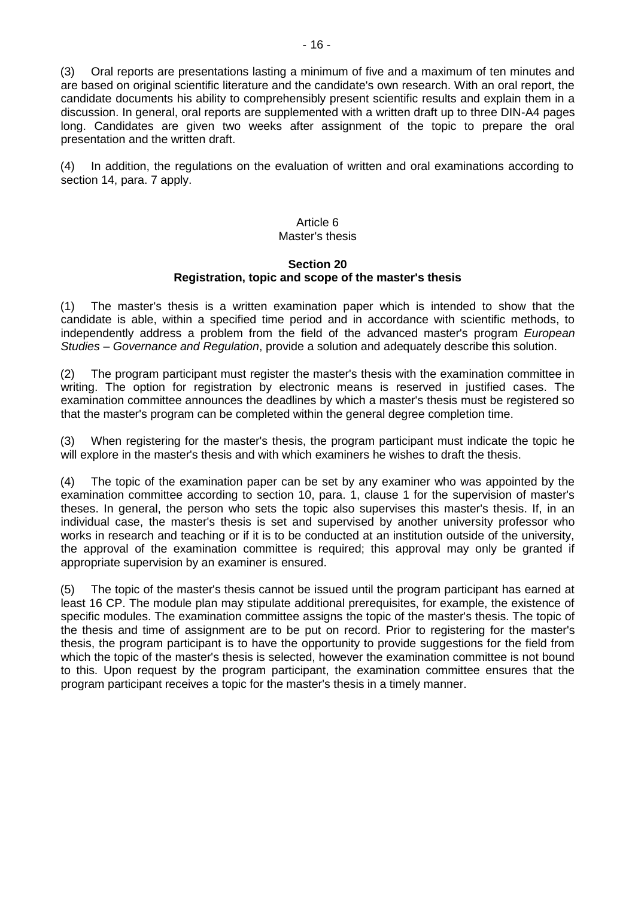(3) Oral reports are presentations lasting a minimum of five and a maximum of ten minutes and are based on original scientific literature and the candidate's own research. With an oral report, the candidate documents his ability to comprehensibly present scientific results and explain them in a discussion. In general, oral reports are supplemented with a written draft up to three DIN-A4 pages long. Candidates are given two weeks after assignment of the topic to prepare the oral presentation and the written draft.

(4) In addition, the regulations on the evaluation of written and oral examinations according to section 14, para. 7 apply.

## Article 6
## Master's thesis

### Section 20
### Registration, topic and scope of the master's thesis

(1) The master's thesis is a written examination paper which is intended to show that the candidate is able, within a specified time period and in accordance with scientific methods, to independently address a problem from the field of the advanced master's program *European Studies – Governance and Regulation*, provide a solution and adequately describe this solution.

(2) The program participant must register the master's thesis with the examination committee in writing. The option for registration by electronic means is reserved in justified cases. The examination committee announces the deadlines by which a master's thesis must be registered so that the master's program can be completed within the general degree completion time.

(3) When registering for the master's thesis, the program participant must indicate the topic he will explore in the master's thesis and with which examiners he wishes to draft the thesis.

(4) The topic of the examination paper can be set by any examiner who was appointed by the examination committee according to section 10, para. 1, clause 1 for the supervision of master's theses. In general, the person who sets the topic also supervises this master's thesis. If, in an individual case, the master's thesis is set and supervised by another university professor who works in research and teaching or if it is to be conducted at an institution outside of the university, the approval of the examination committee is required; this approval may only be granted if appropriate supervision by an examiner is ensured.

(5) The topic of the master's thesis cannot be issued until the program participant has earned at least 16 CP. The module plan may stipulate additional prerequisites, for example, the existence of specific modules. The examination committee assigns the topic of the master's thesis. The topic of the thesis and time of assignment are to be put on record. Prior to registering for the master's thesis, the program participant is to have the opportunity to provide suggestions for the field from which the topic of the master's thesis is selected, however the examination committee is not bound to this. Upon request by the program participant, the examination committee ensures that the program participant receives a topic for the master's thesis in a timely manner.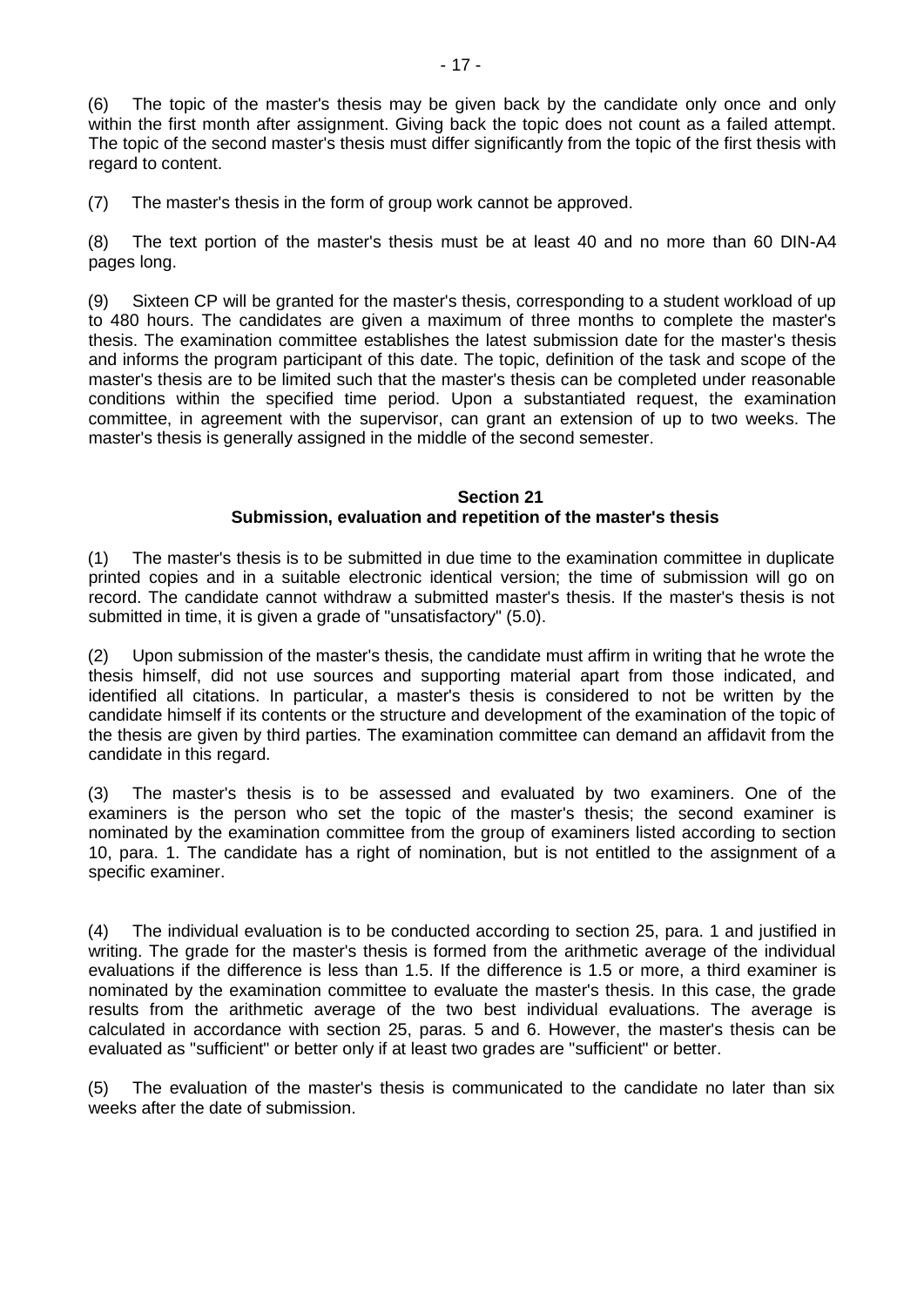(6) The topic of the master's thesis may be given back by the candidate only once and only within the first month after assignment. Giving back the topic does not count as a failed attempt. The topic of the second master's thesis must differ significantly from the topic of the first thesis with regard to content.

(7) The master's thesis in the form of group work cannot be approved.

(8) The text portion of the master's thesis must be at least 40 and no more than 60 DIN-A4 pages long.

(9) Sixteen CP will be granted for the master's thesis, corresponding to a student workload of up to 480 hours. The candidates are given a maximum of three months to complete the master's thesis. The examination committee establishes the latest submission date for the master's thesis and informs the program participant of this date. The topic, definition of the task and scope of the master's thesis are to be limited such that the master's thesis can be completed under reasonable conditions within the specified time period. Upon a substantiated request, the examination committee, in agreement with the supervisor, can grant an extension of up to two weeks. The master's thesis is generally assigned in the middle of the second semester.

## Section 21
## Submission, evaluation and repetition of the master's thesis

(1) The master's thesis is to be submitted in due time to the examination committee in duplicate printed copies and in a suitable electronic identical version; the time of submission will go on record. The candidate cannot withdraw a submitted master's thesis. If the master's thesis is not submitted in time, it is given a grade of "unsatisfactory" (5.0).

(2) Upon submission of the master's thesis, the candidate must affirm in writing that he wrote the thesis himself, did not use sources and supporting material apart from those indicated, and identified all citations. In particular, a master's thesis is considered to not be written by the candidate himself if its contents or the structure and development of the examination of the topic of the thesis are given by third parties. The examination committee can demand an affidavit from the candidate in this regard.

(3) The master's thesis is to be assessed and evaluated by two examiners. One of the examiners is the person who set the topic of the master's thesis; the second examiner is nominated by the examination committee from the group of examiners listed according to section 10, para. 1. The candidate has a right of nomination, but is not entitled to the assignment of a specific examiner.

(4) The individual evaluation is to be conducted according to section 25, para. 1 and justified in writing. The grade for the master's thesis is formed from the arithmetic average of the individual evaluations if the difference is less than 1.5. If the difference is 1.5 or more, a third examiner is nominated by the examination committee to evaluate the master's thesis. In this case, the grade results from the arithmetic average of the two best individual evaluations. The average is calculated in accordance with section 25, paras. 5 and 6. However, the master's thesis can be evaluated as "sufficient" or better only if at least two grades are "sufficient" or better.

(5) The evaluation of the master's thesis is communicated to the candidate no later than six weeks after the date of submission.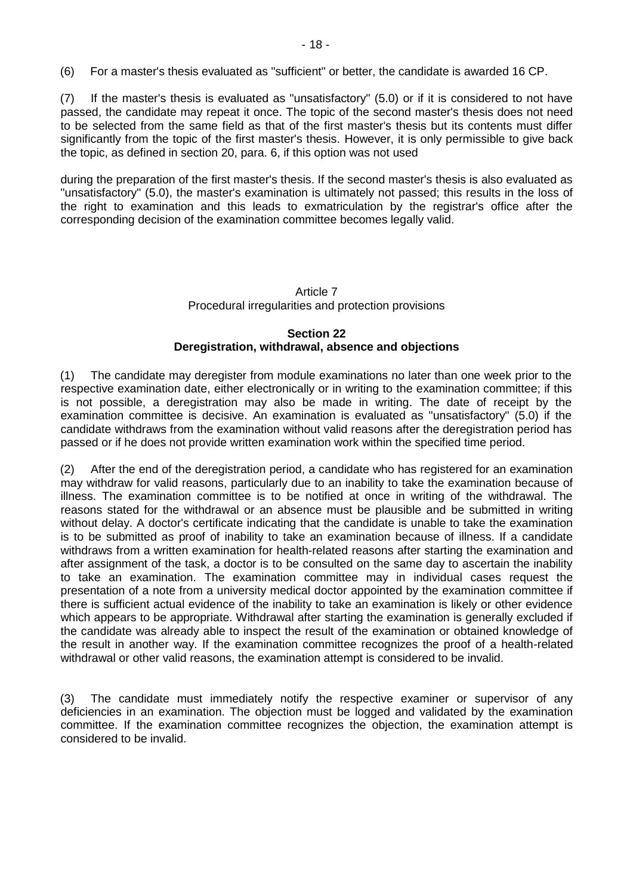(6) For a master's thesis evaluated as "sufficient" or better, the candidate is awarded 16 CP.

(7) If the master's thesis is evaluated as "unsatisfactory" (5.0) or if it is considered to not have passed, the candidate may repeat it once. The topic of the second master's thesis does not need to be selected from the same field as that of the first master's thesis but its contents must differ significantly from the topic of the first master's thesis. However, it is only permissible to give back the topic, as defined in section 20, para. 6, if this option was not used during the preparation of the first master's thesis. If the second master's thesis is also evaluated as "unsatisfactory" (5.0), the master's examination is ultimately not passed; this results in the loss of the right to examination and this leads to exmatriculation by the registrar's office after the corresponding decision of the examination committee becomes legally valid.

## Article 7
## Procedural irregularities and protection provisions

### Section 22
### Deregistration, withdrawal, absence and objections

(1) The candidate may deregister from module examinations no later than one week prior to the respective examination date, either electronically or in writing to the examination committee; if this is not possible, a deregistration may also be made in writing. The date of receipt by the examination committee is decisive. An examination is evaluated as "unsatisfactory" (5.0) if the candidate withdraws from the examination without valid reasons after the deregistration period has passed or if he does not provide written examination work within the specified time period.

(2) After the end of the deregistration period, a candidate who has registered for an examination may withdraw for valid reasons, particularly due to an inability to take the examination because of illness. The examination committee is to be notified at once in writing of the withdrawal. The reasons stated for the withdrawal or an absence must be plausible and be submitted in writing without delay. A doctor's certificate indicating that the candidate is unable to take the examination is to be submitted as proof of inability to take an examination because of illness. If a candidate withdraws from a written examination for health-related reasons after starting the examination and after assignment of the task, a doctor is to be consulted on the same day to ascertain the inability to take an examination. The examination committee may in individual cases request the presentation of a note from a university medical doctor appointed by the examination committee if there is sufficient actual evidence of the inability to take an examination is likely or other evidence which appears to be appropriate. Withdrawal after starting the examination is generally excluded if the candidate was already able to inspect the result of the examination or obtained knowledge of the result in another way. If the examination committee recognizes the proof of a health-related withdrawal or other valid reasons, the examination attempt is considered to be invalid.

(3) The candidate must immediately notify the respective examiner or supervisor of any deficiencies in an examination. The objection must be logged and validated by the examination committee. If the examination committee recognizes the objection, the examination attempt is considered to be invalid.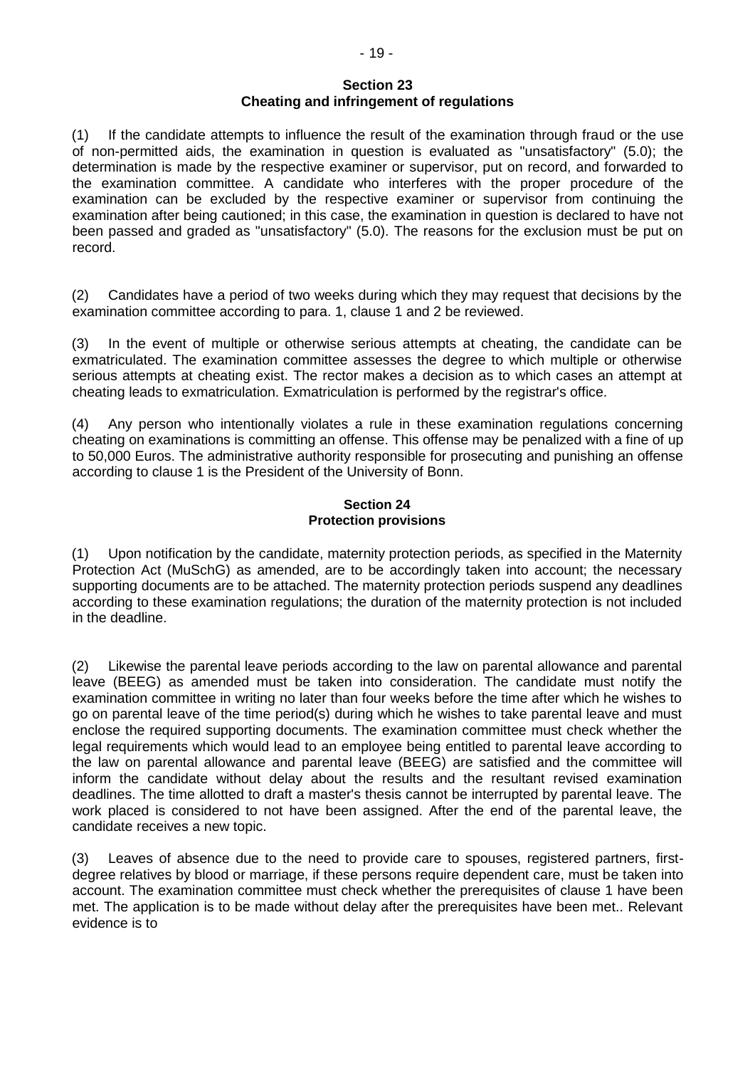## Section 23
## Cheating and infringement of regulations

(1) If the candidate attempts to influence the result of the examination through fraud or the use of non-permitted aids, the examination in question is evaluated as "unsatisfactory" (5.0); the determination is made by the respective examiner or supervisor, put on record, and forwarded to the examination committee. A candidate who interferes with the proper procedure of the examination can be excluded by the respective examiner or supervisor from continuing the examination after being cautioned; in this case, the examination in question is declared to have not been passed and graded as "unsatisfactory" (5.0). The reasons for the exclusion must be put on record.

(2) Candidates have a period of two weeks during which they may request that decisions by the examination committee according to para. 1, clause 1 and 2 be reviewed.

(3) In the event of multiple or otherwise serious attempts at cheating, the candidate can be exmatriculated. The examination committee assesses the degree to which multiple or otherwise serious attempts at cheating exist. The rector makes a decision as to which cases an attempt at cheating leads to exmatriculation. Exmatriculation is performed by the registrar's office.

(4) Any person who intentionally violates a rule in these examination regulations concerning cheating on examinations is committing an offense. This offense may be penalized with a fine of up to 50,000 Euros. The administrative authority responsible for prosecuting and punishing an offense according to clause 1 is the President of the University of Bonn.

## Section 24
## Protection provisions

(1) Upon notification by the candidate, maternity protection periods, as specified in the Maternity Protection Act (MuSchG) as amended, are to be accordingly taken into account; the necessary supporting documents are to be attached. The maternity protection periods suspend any deadlines according to these examination regulations; the duration of the maternity protection is not included in the deadline.

(2) Likewise the parental leave periods according to the law on parental allowance and parental leave (BEEG) as amended must be taken into consideration. The candidate must notify the examination committee in writing no later than four weeks before the time after which he wishes to go on parental leave of the time period(s) during which he wishes to take parental leave and must enclose the required supporting documents. The examination committee must check whether the legal requirements which would lead to an employee being entitled to parental leave according to the law on parental allowance and parental leave (BEEG) are satisfied and the committee will inform the candidate without delay about the results and the resultant revised examination deadlines. The time allotted to draft a master's thesis cannot be interrupted by parental leave. The work placed is considered to not have been assigned. After the end of the parental leave, the candidate receives a new topic.

(3) Leaves of absence due to the need to provide care to spouses, registered partners, first-degree relatives by blood or marriage, if these persons require dependent care, must be taken into account. The examination committee must check whether the prerequisites of clause 1 have been met. The application is to be made without delay after the prerequisites have been met.. Relevant evidence is to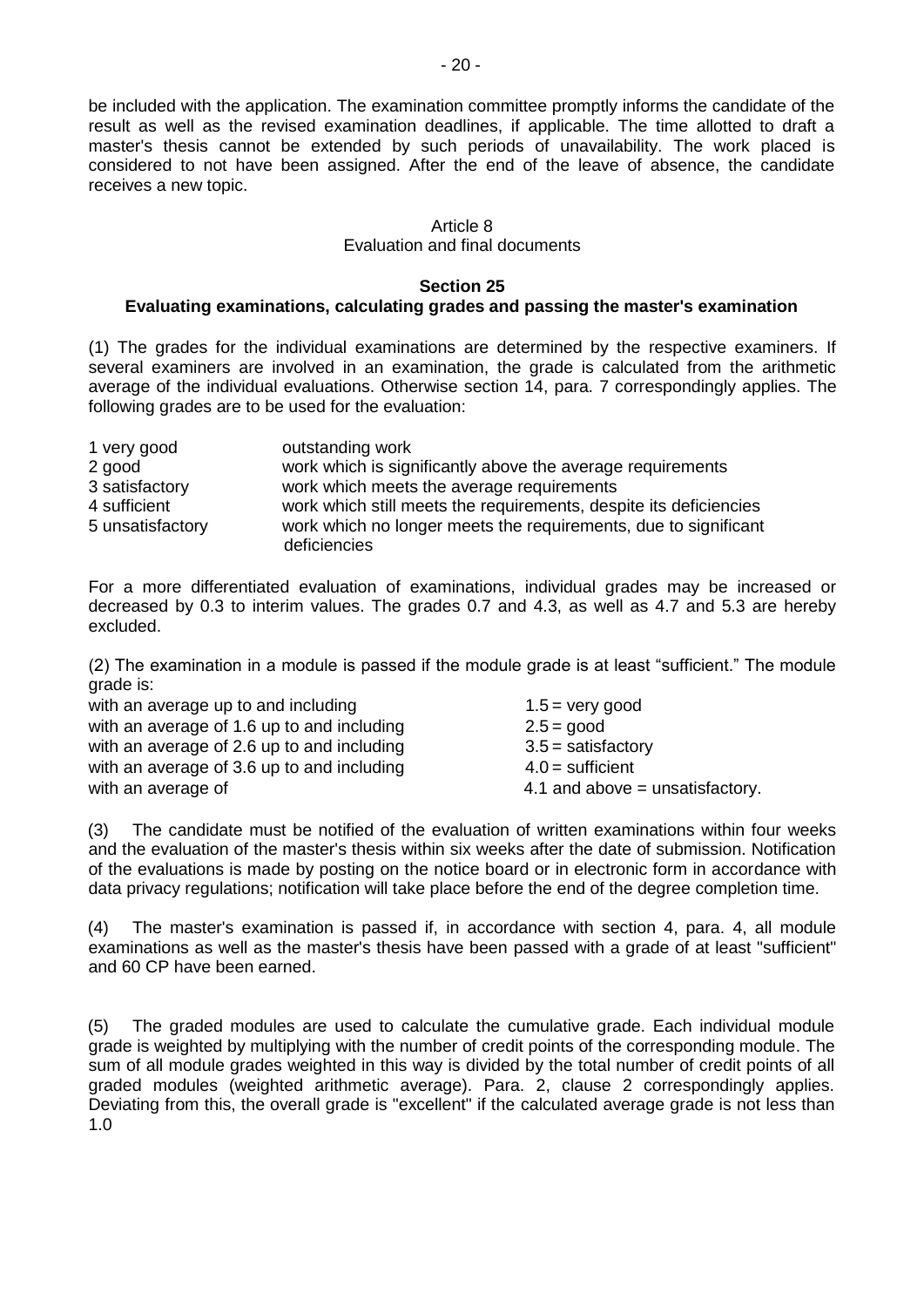be included with the application. The examination committee promptly informs the candidate of the result as well as the revised examination deadlines, if applicable. The time allotted to draft a master's thesis cannot be extended by such periods of unavailability. The work placed is considered to not have been assigned. After the end of the leave of absence, the candidate receives a new topic.

Article 8
Evaluation and final documents

## Section 25
**Evaluating examinations, calculating grades and passing the master's examination**

(1) The grades for the individual examinations are determined by the respective examiners. If several examiners are involved in an examination, the grade is calculated from the arithmetic average of the individual evaluations. Otherwise section 14, para. 7 correspondingly applies. The following grades are to be used for the evaluation:

| | |
|---|---|
| 1 very good | outstanding work |
| 2 good | work which is significantly above the average requirements |
| 3 satisfactory | work which meets the average requirements |
| 4 sufficient | work which still meets the requirements, despite its deficiencies |
| 5 unsatisfactory | work which no longer meets the requirements, due to significant deficiencies |

For a more differentiated evaluation of examinations, individual grades may be increased or decreased by 0.3 to interim values. The grades 0.7 and 4.3, as well as 4.7 and 5.3 are hereby excluded.

(2) The examination in a module is passed if the module grade is at least "sufficient." The module grade is:

| | |
|---|---|
| with an average up to and including | 1.5 = very good |
| with an average of 1.6 up to and including | 2.5 = good |
| with an average of 2.6 up to and including | 3.5 = satisfactory |
| with an average of 3.6 up to and including | 4.0 = sufficient |
| with an average of | 4.1 and above = unsatisfactory. |

(3) The candidate must be notified of the evaluation of written examinations within four weeks and the evaluation of the master's thesis within six weeks after the date of submission. Notification of the evaluations is made by posting on the notice board or in electronic form in accordance with data privacy regulations; notification will take place before the end of the degree completion time.

(4) The master's examination is passed if, in accordance with section 4, para. 4, all module examinations as well as the master's thesis have been passed with a grade of at least "sufficient" and 60 CP have been earned.

(5) The graded modules are used to calculate the cumulative grade. Each individual module grade is weighted by multiplying with the number of credit points of the corresponding module. The sum of all module grades weighted in this way is divided by the total number of credit points of all graded modules (weighted arithmetic average). Para. 2, clause 2 correspondingly applies. Deviating from this, the overall grade is "excellent" if the calculated average grade is not less than 1.0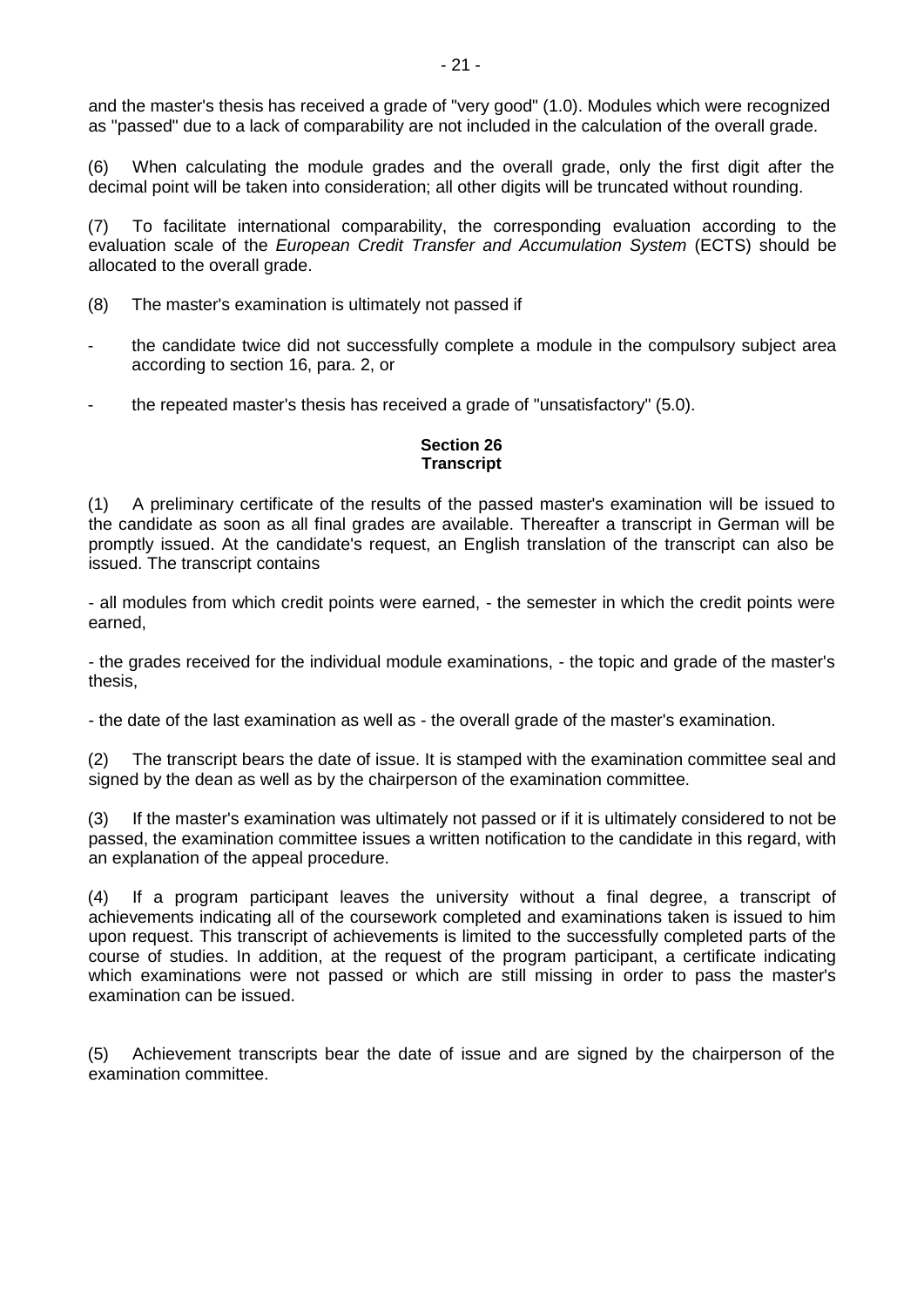and the master's thesis has received a grade of "very good" (1.0). Modules which were recognized as "passed" due to a lack of comparability are not included in the calculation of the overall grade.

(6) When calculating the module grades and the overall grade, only the first digit after the decimal point will be taken into consideration; all other digits will be truncated without rounding.

(7) To facilitate international comparability, the corresponding evaluation according to the evaluation scale of the *European Credit Transfer and Accumulation System* (ECTS) should be allocated to the overall grade.

(8) The master's examination is ultimately not passed if

- the candidate twice did not successfully complete a module in the compulsory subject area according to section 16, para. 2, or
- the repeated master's thesis has received a grade of "unsatisfactory" (5.0).

## Section 26
## Transcript

(1) A preliminary certificate of the results of the passed master's examination will be issued to the candidate as soon as all final grades are available. Thereafter a transcript in German will be promptly issued. At the candidate's request, an English translation of the transcript can also be issued. The transcript contains

- all modules from which credit points were earned, - the semester in which the credit points were earned,

- the grades received for the individual module examinations, - the topic and grade of the master's thesis,

- the date of the last examination as well as - the overall grade of the master's examination.

(2) The transcript bears the date of issue. It is stamped with the examination committee seal and signed by the dean as well as by the chairperson of the examination committee.

(3) If the master's examination was ultimately not passed or if it is ultimately considered to not be passed, the examination committee issues a written notification to the candidate in this regard, with an explanation of the appeal procedure.

(4) If a program participant leaves the university without a final degree, a transcript of achievements indicating all of the coursework completed and examinations taken is issued to him upon request. This transcript of achievements is limited to the successfully completed parts of the course of studies. In addition, at the request of the program participant, a certificate indicating which examinations were not passed or which are still missing in order to pass the master's examination can be issued.

(5) Achievement transcripts bear the date of issue and are signed by the chairperson of the examination committee.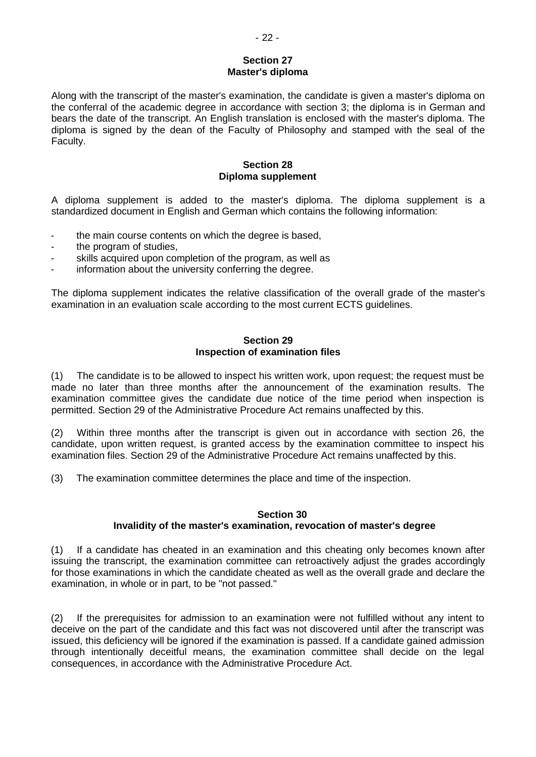## Section 27
## Master's diploma

Along with the transcript of the master's examination, the candidate is given a master's diploma on the conferral of the academic degree in accordance with section 3; the diploma is in German and bears the date of the transcript. An English translation is enclosed with the master's diploma. The diploma is signed by the dean of the Faculty of Philosophy and stamped with the seal of the Faculty.

## Section 28
## Diploma supplement

A diploma supplement is added to the master's diploma. The diploma supplement is a standardized document in English and German which contains the following information:

- the main course contents on which the degree is based,
- the program of studies,
- skills acquired upon completion of the program, as well as
- information about the university conferring the degree.

The diploma supplement indicates the relative classification of the overall grade of the master's examination in an evaluation scale according to the most current ECTS guidelines.

## Section 29
## Inspection of examination files

(1) The candidate is to be allowed to inspect his written work, upon request; the request must be made no later than three months after the announcement of the examination results. The examination committee gives the candidate due notice of the time period when inspection is permitted. Section 29 of the Administrative Procedure Act remains unaffected by this.

(2) Within three months after the transcript is given out in accordance with section 26, the candidate, upon written request, is granted access by the examination committee to inspect his examination files. Section 29 of the Administrative Procedure Act remains unaffected by this.

(3) The examination committee determines the place and time of the inspection.

## Section 30
## Invalidity of the master's examination, revocation of master's degree

(1) If a candidate has cheated in an examination and this cheating only becomes known after issuing the transcript, the examination committee can retroactively adjust the grades accordingly for those examinations in which the candidate cheated as well as the overall grade and declare the examination, in whole or in part, to be "not passed."

(2) If the prerequisites for admission to an examination were not fulfilled without any intent to deceive on the part of the candidate and this fact was not discovered until after the transcript was issued, this deficiency will be ignored if the examination is passed. If a candidate gained admission through intentionally deceitful means, the examination committee shall decide on the legal consequences, in accordance with the Administrative Procedure Act.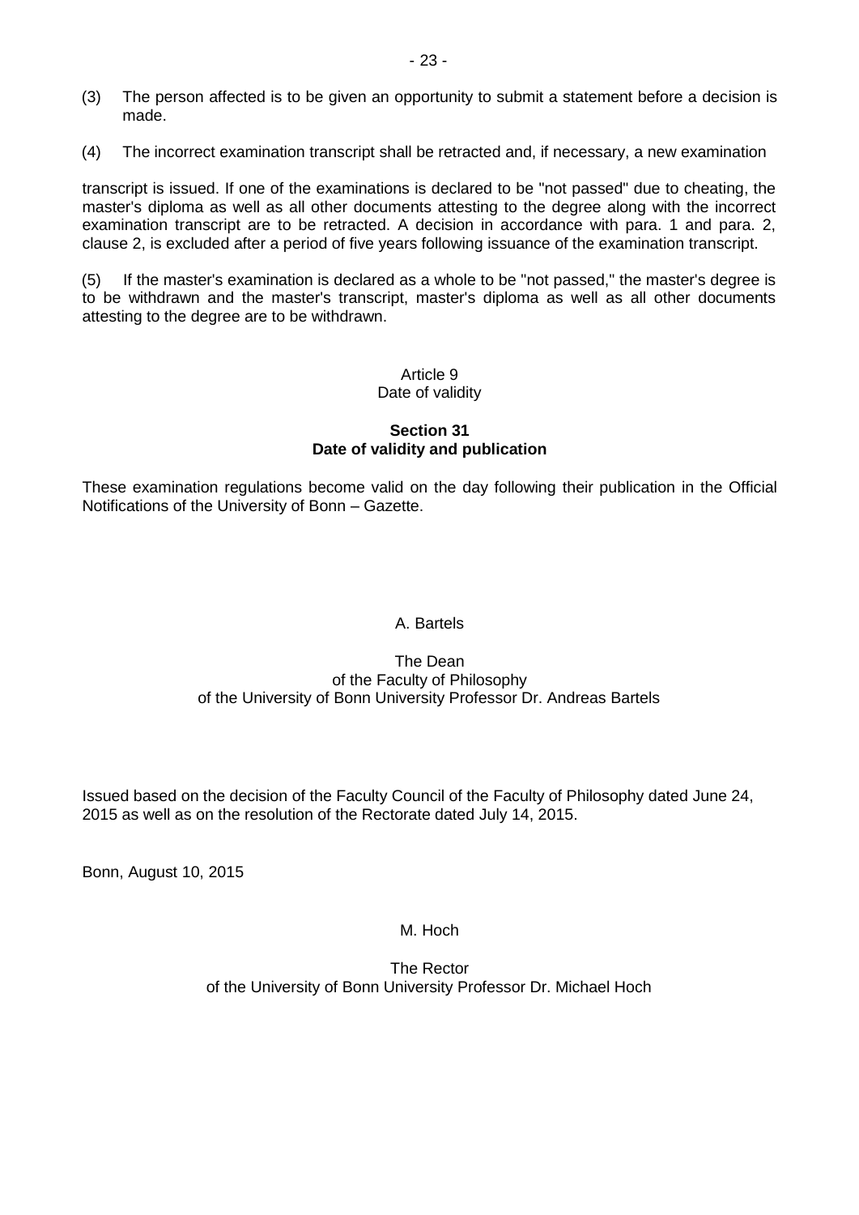(3) The person affected is to be given an opportunity to submit a statement before a decision is made.

(4) The incorrect examination transcript shall be retracted and, if necessary, a new examination

transcript is issued. If one of the examinations is declared to be "not passed" due to cheating, the master's diploma as well as all other documents attesting to the degree along with the incorrect examination transcript are to be retracted. A decision in accordance with para. 1 and para. 2, clause 2, is excluded after a period of five years following issuance of the examination transcript.

(5) If the master's examination is declared as a whole to be "not passed," the master's degree is to be withdrawn and the master's transcript, master's diploma as well as all other documents attesting to the degree are to be withdrawn.

Article 9
Date of validity

**Section 31**
**Date of validity and publication**

These examination regulations become valid on the day following their publication in the Official Notifications of the University of Bonn – Gazette.

A. Bartels

The Dean
of the Faculty of Philosophy
of the University of Bonn University Professor Dr. Andreas Bartels

Issued based on the decision of the Faculty Council of the Faculty of Philosophy dated June 24, 2015 as well as on the resolution of the Rectorate dated July 14, 2015.

Bonn, August 10, 2015

M. Hoch

The Rector
of the University of Bonn University Professor Dr. Michael Hoch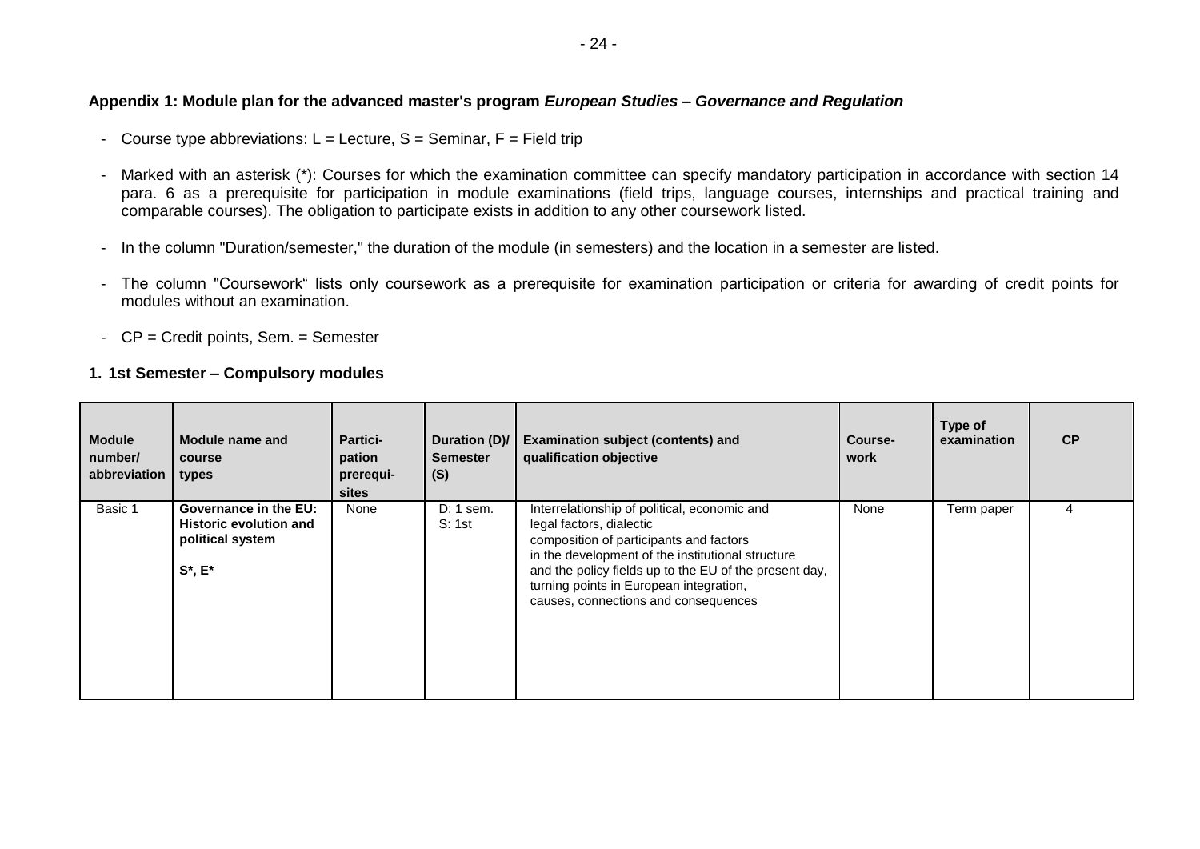**Appendix 1: Module plan for the advanced master's program *European Studies – Governance and Regulation***

- Course type abbreviations: L = Lecture, S = Seminar, F = Field trip
- Marked with an asterisk (*): Courses for which the examination committee can specify mandatory participation in accordance with section 14 para. 6 as a prerequisite for participation in module examinations (field trips, language courses, internships and practical training and comparable courses). The obligation to participate exists in addition to any other coursework listed.
- In the column "Duration/semester," the duration of the module (in semesters) and the location in a semester are listed.
- The column "Coursework" lists only coursework as a prerequisite for examination participation or criteria for awarding of credit points for modules without an examination.
- CP = Credit points, Sem. = Semester

**1. 1st Semester – Compulsory modules**

| Module number/ abbreviation | Module name and course types | Partici-pation prerequi-sites | Duration (D)/ Semester (S) | Examination subject (contents) and qualification objective | Course-work | Type of examination | CP |
|---|---|---|---|---|---|---|---|
| Basic 1 | **Governance in the EU: Historic evolution and political system** **S*, E*** | None | D: 1 sem. S: 1st | Interrelationship of political, economic and legal factors, dialectic composition of participants and factors in the development of the institutional structure and the policy fields up to the EU of the present day, turning points in European integration, causes, connections and consequences | None | Term paper | 4 |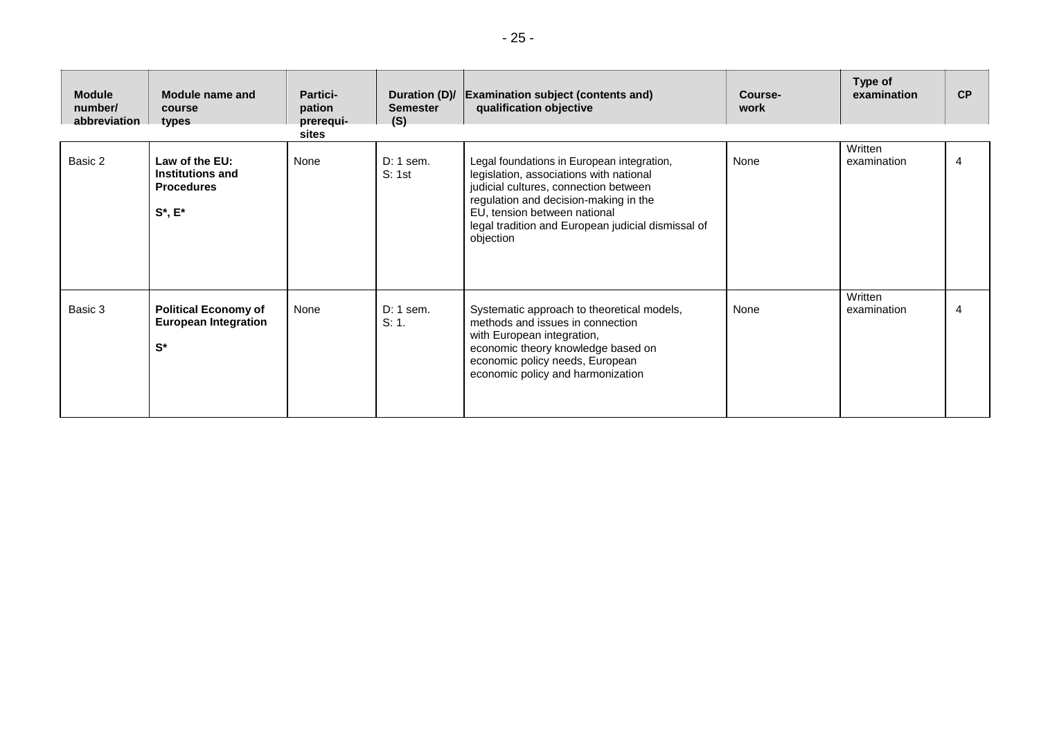| Module number/ abbreviation | Module name and course types | Partici-pation prerequi-sites | Duration (D)/ Semester (S) | Examination subject (contents and) qualification objective | Course-work | Type of examination | CP |
|---|---|---|---|---|---|---|---|
| Basic 2 | **Law of the EU: Institutions and Procedures** **S*, E*** | None | D: 1 sem. S: 1st | Legal foundations in European integration, legislation, associations with national judicial cultures, connection between regulation and decision-making in the EU, tension between national legal tradition and European judicial dismissal of objection | None | Written examination | 4 |
| Basic 3 | **Political Economy of European Integration** **S*** | None | D: 1 sem. S: 1. | Systematic approach to theoretical models, methods and issues in connection with European integration, economic theory knowledge based on economic policy needs, European economic policy and harmonization | None | Written examination | 4 |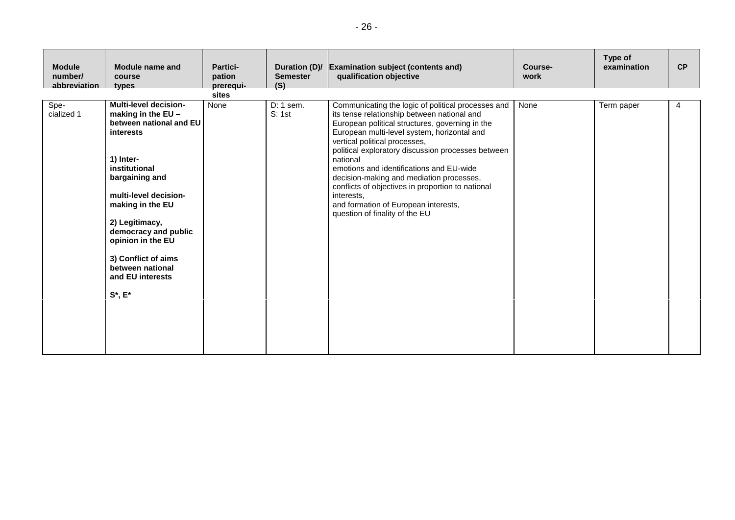| Module number/ abbreviation | Module name and course types | Partici-pation prerequi-sites | Duration (D)/ Semester (S) | Examination subject (contents and) qualification objective | Course-work | Type of examination | CP |
|---|---|---|---|---|---|---|---|
| Spe-cialized 1 | **Multi-level decision-making in the EU – between national and EU interests**<br><br>**1) Inter-institutional bargaining and multi-level decision-making in the EU**<br><br>**2) Legitimacy, democracy and public opinion in the EU**<br><br>**3) Conflict of aims between national and EU interests**<br><br>**S*, E*** | None | D: 1 sem.<br>S: 1st | Communicating the logic of political processes and its tense relationship between national and European political structures, governing in the European multi-level system, horizontal and vertical political processes, political exploratory discussion processes between national emotions and identifications and EU-wide decision-making and mediation processes, conflicts of objectives in proportion to national interests, and formation of European interests, question of finality of the EU | None | Term paper | 4 |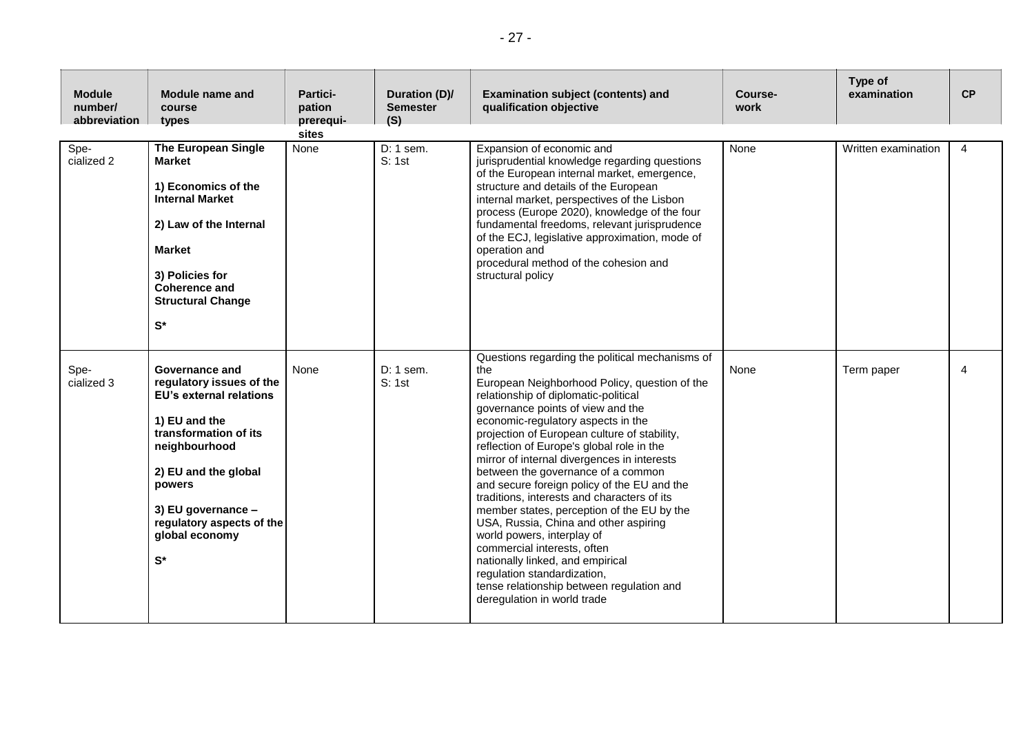| Module number/ abbreviation | Module name and course types | Partici-pation prerequi-sites | Duration (D)/ Semester (S) | Examination subject (contents) and qualification objective | Course-work | Type of examination | CP |
|---|---|---|---|---|---|---|---|
| Spe-cialized 2 | **The European Single Market**<br><br>**1) Economics of the Internal Market**<br><br>**2) Law of the Internal Market**<br><br>**3) Policies for Coherence and Structural Change**<br><br>**S*** | None | D: 1 sem.<br>S: 1st | Expansion of economic and jurisprudential knowledge regarding questions of the European internal market, emergence, structure and details of the European internal market, perspectives of the Lisbon process (Europe 2020), knowledge of the four fundamental freedoms, relevant jurisprudence of the ECJ, legislative approximation, mode of operation and procedural method of the cohesion and structural policy | None | Written examination | 4 |
| Spe-cialized 3 | **Governance and regulatory issues of the EU's external relations**<br><br>**1) EU and the transformation of its neighbourhood**<br><br>**2) EU and the global powers**<br><br>**3) EU governance – regulatory aspects of the global economy**<br><br>**S*** | None | D: 1 sem.<br>S: 1st | Questions regarding the political mechanisms of the European Neighborhood Policy, question of the relationship of diplomatic-political governance points of view and the economic-regulatory aspects in the projection of European culture of stability, reflection of Europe's global role in the mirror of internal divergences in interests between the governance of a common and secure foreign policy of the EU and the traditions, interests and characters of its member states, perception of the EU by the USA, Russia, China and other aspiring world powers, interplay of commercial interests, often nationally linked, and empirical regulation standardization, tense relationship between regulation and deregulation in world trade | None | Term paper | 4 |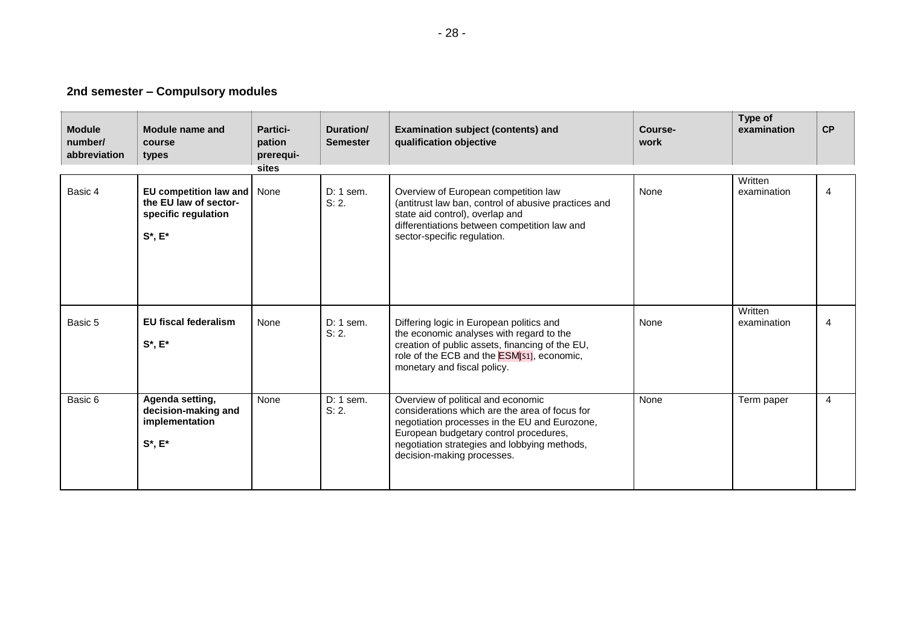## 2nd semester – Compulsory modules

| Module number/ abbreviation | Module name and course types | Partici-pation prerequi-sites | Duration/ Semester | Examination subject (contents) and qualification objective | Course-work | Type of examination | CP |
|---|---|---|---|---|---|---|---|
| Basic 4 | **EU competition law and the EU law of sector-specific regulation**<br><br>**S*, E*** | None | D: 1 sem.<br>S: 2. | Overview of European competition law (antitrust law ban, control of abusive practices and state aid control), overlap and differentiations between competition law and sector-specific regulation. | None | Written examination | 4 |
| Basic 5 | **EU fiscal federalism**<br><br>**S*, E*** | None | D: 1 sem.<br>S: 2. | Differing logic in European politics and the economic analyses with regard to the creation of public assets, financing of the EU, role of the ECB and the ESM[S1], economic, monetary and fiscal policy. | None | Written examination | 4 |
| Basic 6 | **Agenda setting, decision-making and implementation**<br><br>**S*, E*** | None | D: 1 sem.<br>S: 2. | Overview of political and economic considerations which are the area of focus for negotiation processes in the EU and Eurozone, European budgetary control procedures, negotiation strategies and lobbying methods, decision-making processes. | None | Term paper | 4 |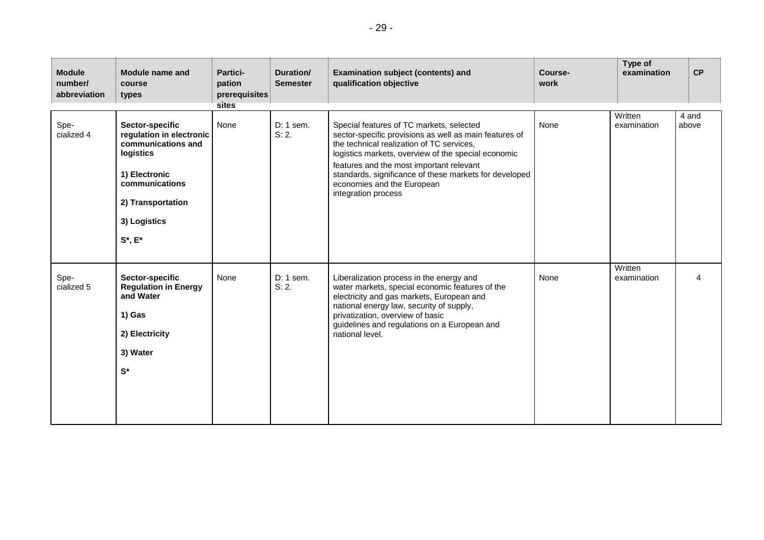| Module number/ abbreviation | Module name and course types | Partici-pation prerequisites | Duration/ Semester | Examination subject (contents) and qualification objective | Course-work | Type of examination | CP |
|---|---|---|---|---|---|---|---|
| Spe-cialized 4 | **Sector-specific regulation in electronic communications and logistics**<br><br>**1) Electronic communications**<br><br>**2) Transportation**<br><br>**3) Logistics**<br><br>**S*, E*** | None | D: 1 sem.<br>S: 2. | Special features of TC markets, selected sector-specific provisions as well as main features of the technical realization of TC services, logistics markets, overview of the special economic features and the most important relevant standards, significance of these markets for developed economies and the European integration process | None | Written examination | 4 and above |
| Spe-cialized 5 | **Sector-specific Regulation in Energy and Water**<br><br>**1) Gas**<br><br>**2) Electricity**<br><br>**3) Water**<br><br>**S*** | None | D: 1 sem.<br>S: 2. | Liberalization process in the energy and water markets, special economic features of the electricity and gas markets, European and national energy law, security of supply, privatization, overview of basic guidelines and regulations on a European and national level. | None | Written examination | 4 |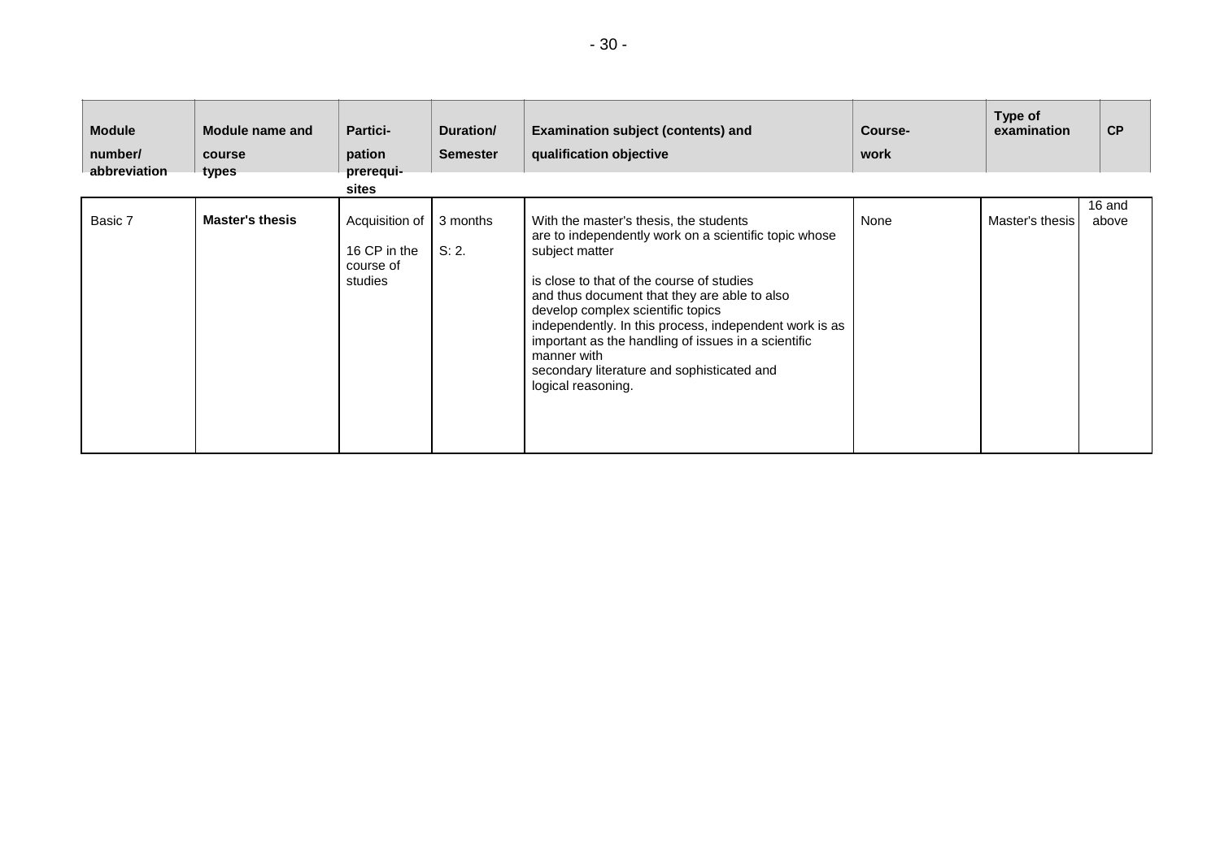| Module number/ abbreviation | Module name and course types | Partici- pation prerequi- sites | Duration/ Semester | Examination subject (contents) and qualification objective | Course- work | Type of examination | CP |
|---|---|---|---|---|---|---|---|
| Basic 7 | **Master's thesis** | Acquisition of 16 CP in the course of studies | 3 months S: 2. | With the master's thesis, the students are to independently work on a scientific topic whose subject matter is close to that of the course of studies and thus document that they are able to also develop complex scientific topics independently. In this process, independent work is as important as the handling of issues in a scientific manner with secondary literature and sophisticated and logical reasoning. | None | Master's thesis | 16 and above |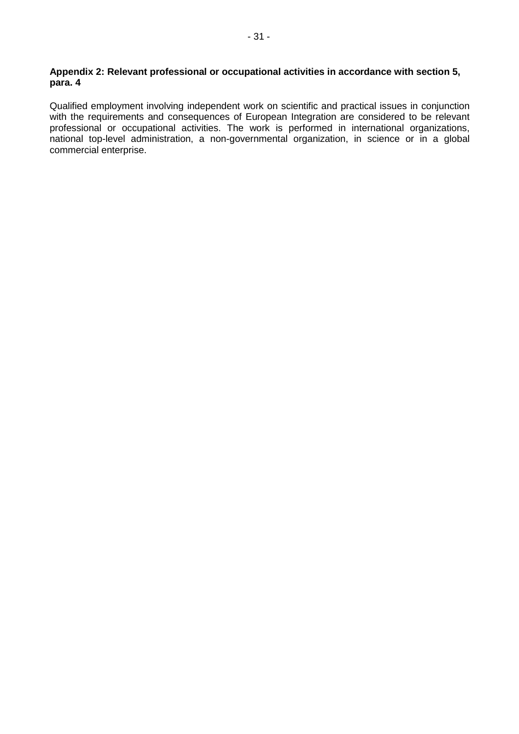**Appendix 2: Relevant professional or occupational activities in accordance with section 5, para. 4**

Qualified employment involving independent work on scientific and practical issues in conjunction with the requirements and consequences of European Integration are considered to be relevant professional or occupational activities. The work is performed in international organizations, national top-level administration, a non-governmental organization, in science or in a global commercial enterprise.